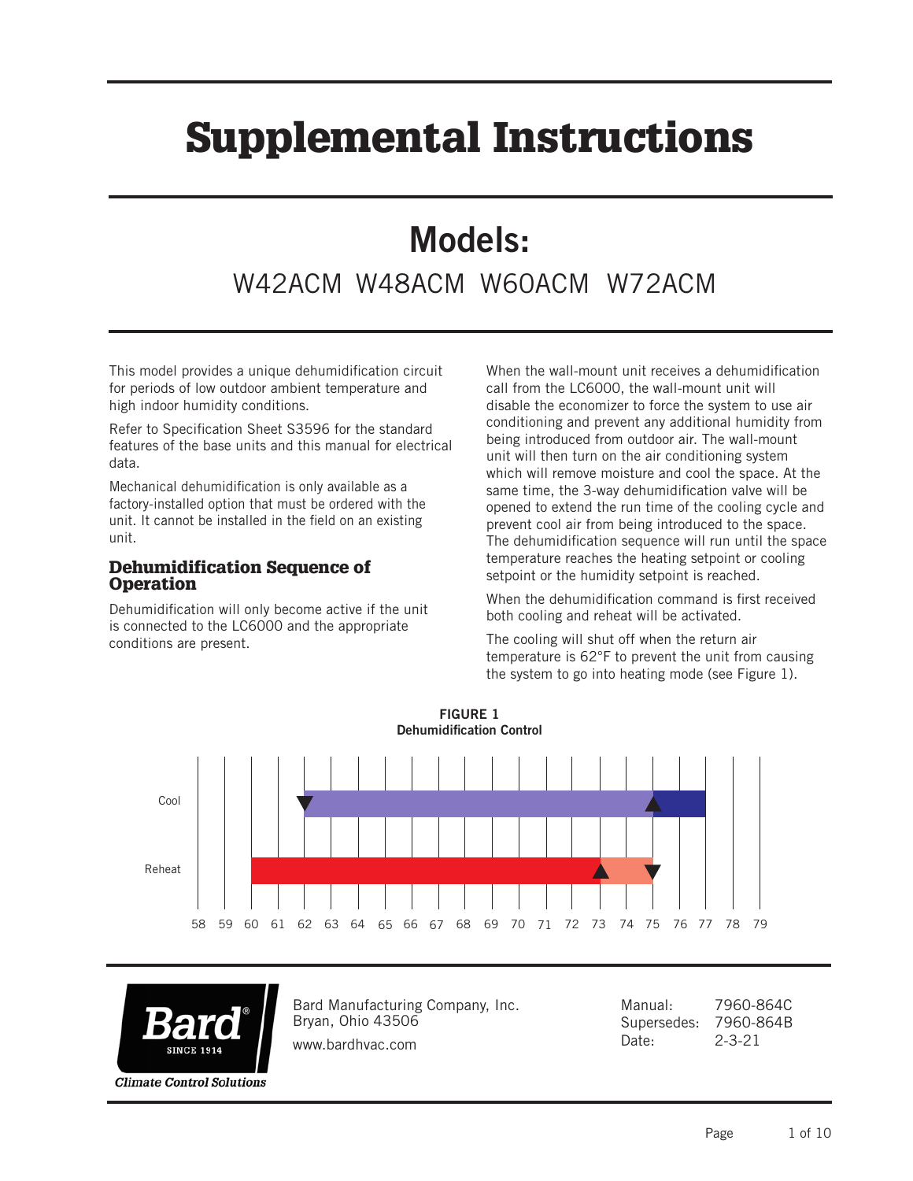# Supplemental Instructions

## Models:

W42ACM W48ACM W60ACM W72ACM

This model provides a unique dehumidification circuit for periods of low outdoor ambient temperature and high indoor humidity conditions.

Refer to Specification Sheet S3596 for the standard features of the base units and this manual for electrical data.

Mechanical dehumidification is only available as a factory-installed option that must be ordered with the unit. It cannot be installed in the field on an existing unit.

### Dehumidification Sequence of Operation

Dehumidification will only become active if the unit is connected to the LC6000 and the appropriate conditions are present.

When the wall-mount unit receives a dehumidification call from the LC6000, the wall-mount unit will disable the economizer to force the system to use air conditioning and prevent any additional humidity from being introduced from outdoor air. The wall-mount unit will then turn on the air conditioning system which will remove moisture and cool the space. At the same time, the 3-way dehumidification valve will be opened to extend the run time of the cooling cycle and prevent cool air from being introduced to the space. The dehumidification sequence will run until the space temperature reaches the heating setpoint or cooling setpoint or the humidity setpoint is reached.

When the dehumidification command is first received both cooling and reheat will be activated.

The cooling will shut off when the return air temperature is 62°F to prevent the unit from causing the system to go into heating mode (see Figure 1).

**FIGURE 1**
**Dehumidification Control**

Cool

Reheat

58 59 60 61 62 63 64 65 66 67 68 69 70 71 72 73 74 75 76 77 78 79

Bard Manufacturing Company, Inc.
Bryan, Ohio 43506
www.bardhvac.com

Manual: 7960-864C
Supersedes: 7960-864B
Date: 2-3-21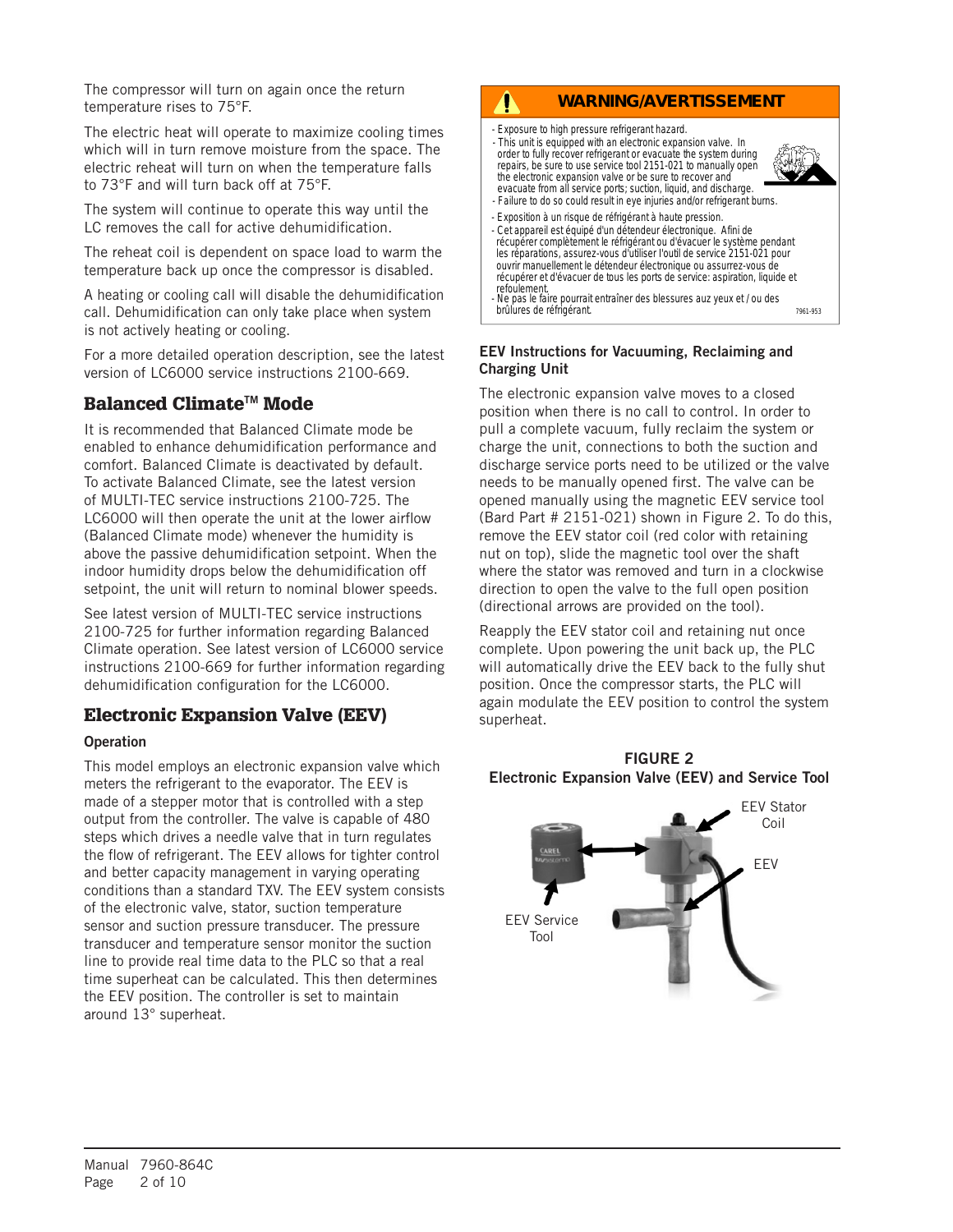The compressor will turn on again once the return temperature rises to 75°F.

The electric heat will operate to maximize cooling times which will in turn remove moisture from the space. The electric reheat will turn on when the temperature falls to 73°F and will turn back off at 75°F.

The system will continue to operate this way until the LC removes the call for active dehumidification.

The reheat coil is dependent on space load to warm the temperature back up once the compressor is disabled.

A heating or cooling call will disable the dehumidification call. Dehumidification can only take place when system is not actively heating or cooling.

For a more detailed operation description, see the latest version of LC6000 service instructions 2100-669.

## Balanced Climate™ Mode

It is recommended that Balanced Climate mode be enabled to enhance dehumidification performance and comfort. Balanced Climate is deactivated by default. To activate Balanced Climate, see the latest version of MULTI-TEC service instructions 2100-725. The LC6000 will then operate the unit at the lower airflow (Balanced Climate mode) whenever the humidity is above the passive dehumidification setpoint. When the indoor humidity drops below the dehumidification off setpoint, the unit will return to nominal blower speeds.

See latest version of MULTI-TEC service instructions 2100-725 for further information regarding Balanced Climate operation. See latest version of LC6000 service instructions 2100-669 for further information regarding dehumidification configuration for the LC6000.

## Electronic Expansion Valve (EEV)

### Operation

This model employs an electronic expansion valve which meters the refrigerant to the evaporator. The EEV is made of a stepper motor that is controlled with a step output from the controller. The valve is capable of 480 steps which drives a needle valve that in turn regulates the flow of refrigerant. The EEV allows for tighter control and better capacity management in varying operating conditions than a standard TXV. The EEV system consists of the electronic valve, stator, suction temperature sensor and suction pressure transducer. The pressure transducer and temperature sensor monitor the suction line to provide real time data to the PLC so that a real time superheat can be calculated. This then determines the EEV position. The controller is set to maintain around 13° superheat.

**WARNING/AVERTISSEMENT**

- Exposure to high pressure refrigerant hazard.
- This unit is equipped with an electronic expansion valve. In order to fully recover refrigerant or evacuate the system during repairs, be sure to use service tool 2151-021 to manually open the electronic expansion valve or be sure to recover and evacuate from all service ports; suction, liquid, and discharge.
- Failure to do so could result in eye injuries and/or refrigerant burns.

- Exposition à un risque de réfrigérant à haute pression.
- Cet appareil est équipé d'un détendeur électronique. Afini de récupérer complètement le réfrigérant ou d'évacuer le système pendant les réparations, assurez-vous d'utiliser l'outil de service 2151-021 pour ouvrir manuellement le détendeur électronique ou assurrez-vous de récupérer et d'évacuer de tous les ports de service: aspiration, liquide et refoulement.
- Ne pas le faire pourrait entraîner des blessures auz yeux et / ou des brûlures de réfrigérant.

7961-953

### EEV Instructions for Vacuuming, Reclaiming and Charging Unit

The electronic expansion valve moves to a closed position when there is no call to control. In order to pull a complete vacuum, fully reclaim the system or charge the unit, connections to both the suction and discharge service ports need to be utilized or the valve needs to be manually opened first. The valve can be opened manually using the magnetic EEV service tool (Bard Part # 2151-021) shown in Figure 2. To do this, remove the EEV stator coil (red color with retaining nut on top), slide the magnetic tool over the shaft where the stator was removed and turn in a clockwise direction to open the valve to the full open position (directional arrows are provided on the tool).

Reapply the EEV stator coil and retaining nut once complete. Upon powering the unit back up, the PLC will automatically drive the EEV back to the fully shut position. Once the compressor starts, the PLC will again modulate the EEV position to control the system superheat.

**FIGURE 2**
**Electronic Expansion Valve (EEV) and Service Tool**

EEV Stator Coil

EEV

EEV Service Tool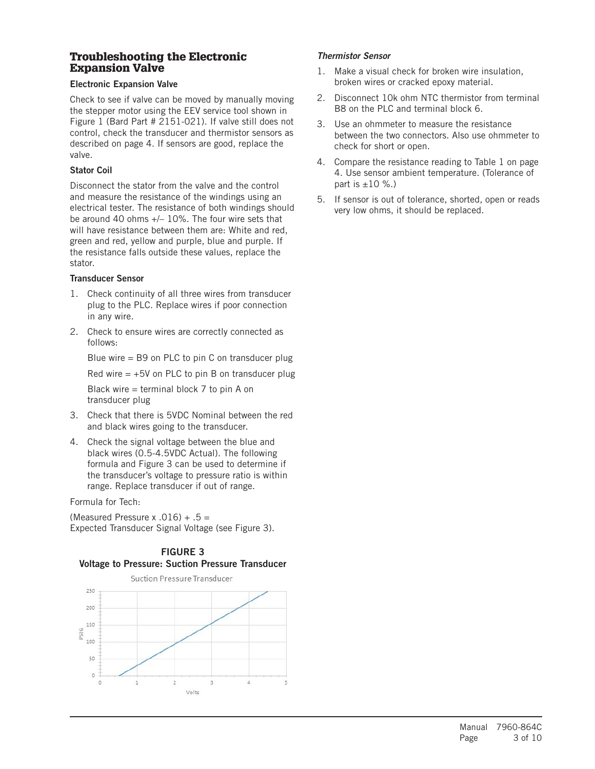## Troubleshooting the Electronic Expansion Valve

### Electronic Expansion Valve

Check to see if valve can be moved by manually moving the stepper motor using the EEV service tool shown in Figure 1 (Bard Part # 2151-021). If valve still does not control, check the transducer and thermistor sensors as described on page 4. If sensors are good, replace the valve.

### Stator Coil

Disconnect the stator from the valve and the control and measure the resistance of the windings using an electrical tester. The resistance of both windings should be around 40 ohms +/– 10%. The four wire sets that will have resistance between them are: White and red, green and red, yellow and purple, blue and purple. If the resistance falls outside these values, replace the stator.

### Transducer Sensor

1. Check continuity of all three wires from transducer plug to the PLC. Replace wires if poor connection in any wire.
2. Check to ensure wires are correctly connected as follows:

   Blue wire = B9 on PLC to pin C on transducer plug

   Red wire = +5V on PLC to pin B on transducer plug

   Black wire = terminal block 7 to pin A on transducer plug
3. Check that there is 5VDC Nominal between the red and black wires going to the transducer.
4. Check the signal voltage between the blue and black wires (0.5-4.5VDC Actual). The following formula and Figure 3 can be used to determine if the transducer's voltage to pressure ratio is within range. Replace transducer if out of range.

Formula for Tech:

(Measured Pressure x .016) + .5 =
Expected Transducer Signal Voltage (see Figure 3).

**FIGURE 3**
**Voltage to Pressure: Suction Pressure Transducer**

### *Thermistor Sensor*

1. Make a visual check for broken wire insulation, broken wires or cracked epoxy material.
2. Disconnect 10k ohm NTC thermistor from terminal B8 on the PLC and terminal block 6.
3. Use an ohmmeter to measure the resistance between the two connectors. Also use ohmmeter to check for short or open.
4. Compare the resistance reading to Table 1 on page 4. Use sensor ambient temperature. (Tolerance of part is ±10 %.)
5. If sensor is out of tolerance, shorted, open or reads very low ohms, it should be replaced.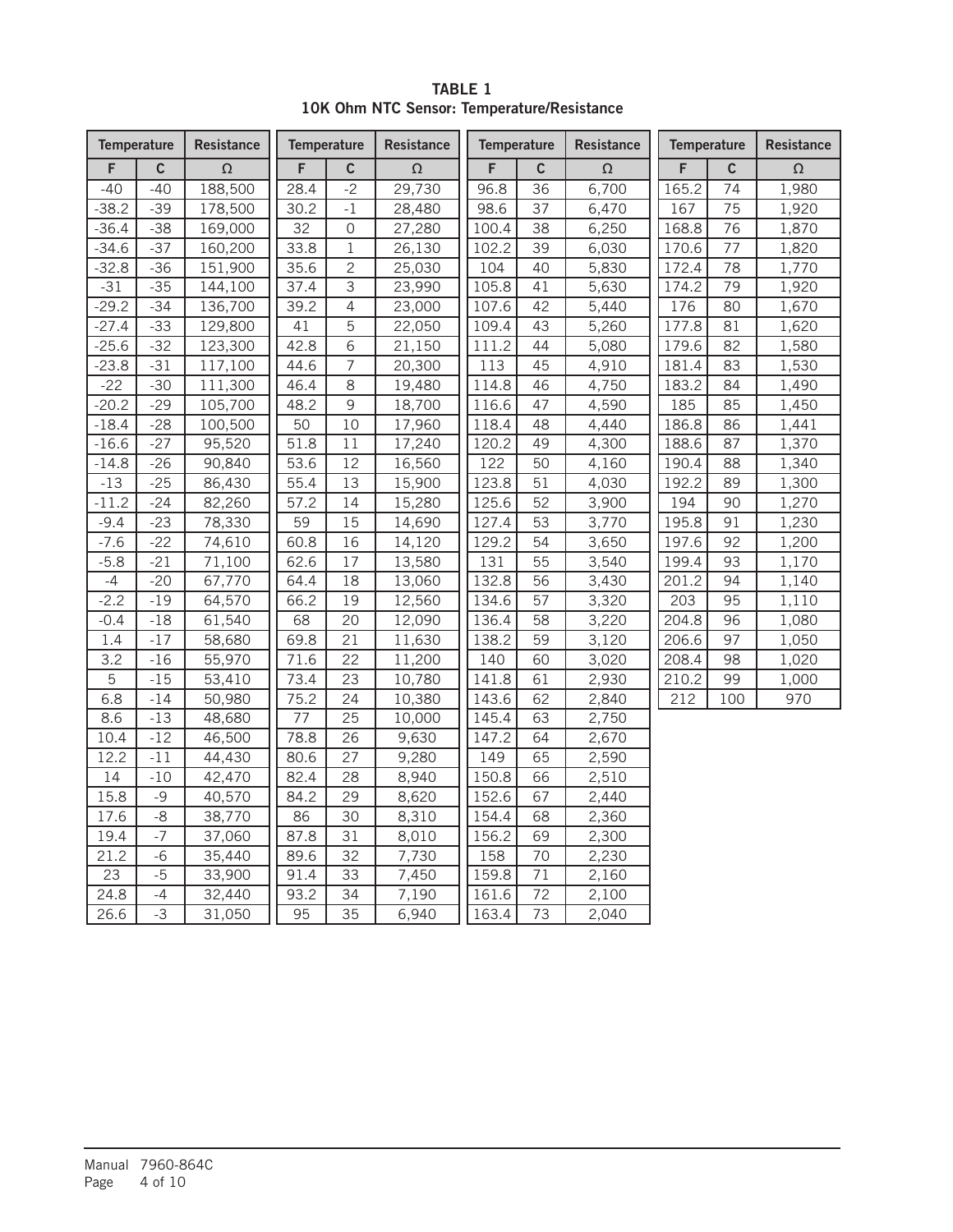**TABLE 1**
**10K Ohm NTC Sensor: Temperature/Resistance**

| Temperature | | Resistance | Temperature | | Resistance | Temperature | | Resistance | Temperature | | Resistance |
|---|---|---|---|---|---|---|---|---|---|---|---|
| F | C | Ω | F | C | Ω | F | C | Ω | F | C | Ω |
| -40 | -40 | 188,500 | 28.4 | -2 | 29,730 | 96.8 | 36 | 6,700 | 165.2 | 74 | 1,980 |
| -38.2 | -39 | 178,500 | 30.2 | -1 | 28,480 | 98.6 | 37 | 6,470 | 167 | 75 | 1,920 |
| -36.4 | -38 | 169,000 | 32 | 0 | 27,280 | 100.4 | 38 | 6,250 | 168.8 | 76 | 1,870 |
| -34.6 | -37 | 160,200 | 33.8 | 1 | 26,130 | 102.2 | 39 | 6,030 | 170.6 | 77 | 1,820 |
| -32.8 | -36 | 151,900 | 35.6 | 2 | 25,030 | 104 | 40 | 5,830 | 172.4 | 78 | 1,770 |
| -31 | -35 | 144,100 | 37.4 | 3 | 23,990 | 105.8 | 41 | 5,630 | 174.2 | 79 | 1,920 |
| -29.2 | -34 | 136,700 | 39.2 | 4 | 23,000 | 107.6 | 42 | 5,440 | 176 | 80 | 1,670 |
| -27.4 | -33 | 129,800 | 41 | 5 | 22,050 | 109.4 | 43 | 5,260 | 177.8 | 81 | 1,620 |
| -25.6 | -32 | 123,300 | 42.8 | 6 | 21,150 | 111.2 | 44 | 5,080 | 179.6 | 82 | 1,580 |
| -23.8 | -31 | 117,100 | 44.6 | 7 | 20,300 | 113 | 45 | 4,910 | 181.4 | 83 | 1,530 |
| -22 | -30 | 111,300 | 46.4 | 8 | 19,480 | 114.8 | 46 | 4,750 | 183.2 | 84 | 1,490 |
| -20.2 | -29 | 105,700 | 48.2 | 9 | 18,700 | 116.6 | 47 | 4,590 | 185 | 85 | 1,450 |
| -18.4 | -28 | 100,500 | 50 | 10 | 17,960 | 118.4 | 48 | 4,440 | 186.8 | 86 | 1,441 |
| -16.6 | -27 | 95,520 | 51.8 | 11 | 17,240 | 120.2 | 49 | 4,300 | 188.6 | 87 | 1,370 |
| -14.8 | -26 | 90,840 | 53.6 | 12 | 16,560 | 122 | 50 | 4,160 | 190.4 | 88 | 1,340 |
| -13 | -25 | 86,430 | 55.4 | 13 | 15,900 | 123.8 | 51 | 4,030 | 192.2 | 89 | 1,300 |
| -11.2 | -24 | 82,260 | 57.2 | 14 | 15,280 | 125.6 | 52 | 3,900 | 194 | 90 | 1,270 |
| -9.4 | -23 | 78,330 | 59 | 15 | 14,690 | 127.4 | 53 | 3,770 | 195.8 | 91 | 1,230 |
| -7.6 | -22 | 74,610 | 60.8 | 16 | 14,120 | 129.2 | 54 | 3,650 | 197.6 | 92 | 1,200 |
| -5.8 | -21 | 71,100 | 62.6 | 17 | 13,580 | 131 | 55 | 3,540 | 199.4 | 93 | 1,170 |
| -4 | -20 | 67,770 | 64.4 | 18 | 13,060 | 132.8 | 56 | 3,430 | 201.2 | 94 | 1,140 |
| -2.2 | -19 | 64,570 | 66.2 | 19 | 12,560 | 134.6 | 57 | 3,320 | 203 | 95 | 1,110 |
| -0.4 | -18 | 61,540 | 68 | 20 | 12,090 | 136.4 | 58 | 3,220 | 204.8 | 96 | 1,080 |
| 1.4 | -17 | 58,680 | 69.8 | 21 | 11,630 | 138.2 | 59 | 3,120 | 206.6 | 97 | 1,050 |
| 3.2 | -16 | 55,970 | 71.6 | 22 | 11,200 | 140 | 60 | 3,020 | 208.4 | 98 | 1,020 |
| 5 | -15 | 53,410 | 73.4 | 23 | 10,780 | 141.8 | 61 | 2,930 | 210.2 | 99 | 1,000 |
| 6.8 | -14 | 50,980 | 75.2 | 24 | 10,380 | 143.6 | 62 | 2,840 | 212 | 100 | 970 |
| 8.6 | -13 | 48,680 | 77 | 25 | 10,000 | 145.4 | 63 | 2,750 | | | |
| 10.4 | -12 | 46,500 | 78.8 | 26 | 9,630 | 147.2 | 64 | 2,670 | | | |
| 12.2 | -11 | 44,430 | 80.6 | 27 | 9,280 | 149 | 65 | 2,590 | | | |
| 14 | -10 | 42,470 | 82.4 | 28 | 8,940 | 150.8 | 66 | 2,510 | | | |
| 15.8 | -9 | 40,570 | 84.2 | 29 | 8,620 | 152.6 | 67 | 2,440 | | | |
| 17.6 | -8 | 38,770 | 86 | 30 | 8,310 | 154.4 | 68 | 2,360 | | | |
| 19.4 | -7 | 37,060 | 87.8 | 31 | 8,010 | 156.2 | 69 | 2,300 | | | |
| 21.2 | -6 | 35,440 | 89.6 | 32 | 7,730 | 158 | 70 | 2,230 | | | |
| 23 | -5 | 33,900 | 91.4 | 33 | 7,450 | 159.8 | 71 | 2,160 | | | |
| 24.8 | -4 | 32,440 | 93.2 | 34 | 7,190 | 161.6 | 72 | 2,100 | | | |
| 26.6 | -3 | 31,050 | 95 | 35 | 6,940 | 163.4 | 73 | 2,040 | | | |

Manual 7960-864C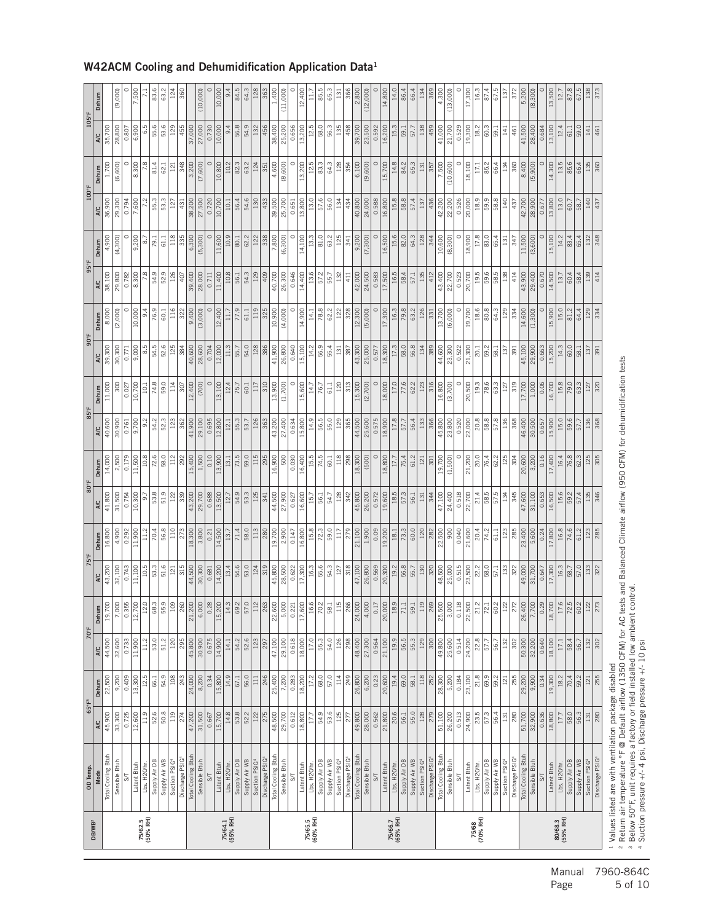## W42ACM Cooling and Dehumidification Application Data[1]

| DB/WB[2] | OD Temp. | 65°F[3] | | 70°F | | 75°F | | 80°F | | 85°F | | 90°F | | 95°F | | 100°F | | 105°F | |
|---|---|---|---|---|---|---|---|---|---|---|---|---|---|---|---|---|---|---|---|
| | Mode | A/C | Dehum | A/C | Dehum | A/C | Dehum | A/C | Dehum | A/C | Dehum | A/C | Dehum | A/C | Dehum | A/C | Dehum | A/C | Dehum |
| 75/62.5 (50% RH) | Total Cooling Btuh | 45,900 | 22,500 | 44,500 | 19,700 | 43,200 | 16,800 | 41,800 | 14,000 | 40,600 | 11,000 | 39,300 | 8,000 | 38,100 | 4,900 | 36,900 | 1,700 | 35,700 | |
| | Sensible Btuh | 33,300 | 9,200 | 32,600 | 7,000 | 32,100 | 4,900 | 31,500 | 2,500 | 30,900 | 300 | 30,300 | (2,000) | 29,800 | (4,300) | 29,300 | (6,600) | 28,800 | (9,000) |
| | S/T | 0.725 | 0.409 | 0.733 | 0.355 | 0.743 | 0.292 | 0.754 | 0.179 | 0.761 | 0.027 | 0.771 | 0 | 0.782 | 0 | 0.794 | 0 | 0.807 | 0 |
| | Latent Btuh | 12,600 | 13,300 | 11,900 | 12,700 | 11,100 | 11,900 | 10,300 | 11,500 | 9,700 | 10,700 | 9,000 | 10,000 | 8,300 | 9,200 | 7,600 | 8,300 | 6,900 | 7,500 |
| | Lbs. H2O/hr. | 11.9 | 12.5 | 11.2 | 12.0 | 10.5 | 11.2 | 9.7 | 10.8 | 9.2 | 10.1 | 8.5 | 9.4 | 7.8 | 8.7 | 7.2 | 7.8 | 6.5 | 7.1 |
| | Supply Air DB | 52.6 | 66.1 | 53.0 | 68.3 | 53.3 | 70.4 | 53.8 | 72.6 | 54.2 | 74.8 | 54.5 | 76.9 | 54.9 | 79.1 | 55.3 | 81.4 | 55.6 | 83.6 |
| | Supply Air WB | 50.8 | 54.9 | 51.2 | 55.9 | 51.6 | 56.8 | 51.9 | 58.0 | 52.3 | 59.0 | 52.6 | 60.1 | 52.9 | 61.1 | 53.3 | 62.1 | 53.6 | 63.2 |
| | Suction PSIG[4] | 119 | 108 | 120 | 109 | 121 | 110 | 122 | 112 | 123 | 114 | 125 | 116 | 126 | 118 | 127 | 121 | 129 | 124 |
| | Discharge PSIG[4] | 274 | 243 | 295 | 260 | 315 | 273 | 339 | 292 | 362 | 307 | 384 | 322 | 407 | 335 | 431 | 348 | 455 | 360 |
| 75/64.1 (55% RH) | Total Cooling Btuh | 47,200 | 24,000 | 45,800 | 21,200 | 44,500 | 18,300 | 43,200 | 15,400 | 41,900 | 12,400 | 40,600 | 9,400 | 39,400 | 6,300 | 38,200 | 3,200 | 37,000 | |
| | Sensible Btuh | 31,500 | 8,200 | 30,900 | 6,000 | 30,300 | 3,800 | 29,700 | 1,500 | 29,100 | (700) | 28,600 | (3,000) | 28,000 | (5,300) | 27,500 | (7,600) | 27,000 | (10,000) |
| | S/T | 0.667 | 0.34 | 0.675 | 0.28 | 0.681 | 0.21 | 0.688 | 0.10 | 0.695 | 0 | 0.704 | 0 | 0.711 | 0 | 0.720 | 0 | 0.730 | 0 |
| | Latent Btuh | 15,700 | 15,800 | 14,900 | 15,200 | 14,200 | 14,500 | 13,500 | 13,900 | 12,800 | 13,100 | 12,000 | 12,400 | 11,400 | 11,600 | 10,700 | 10,800 | 10,000 | 10,000 |
| | Lbs. H2O/hr. | 14.8 | 14.9 | 14.1 | 14.3 | 13.4 | 13.7 | 12.7 | 13.1 | 12.1 | 12.4 | 11.3 | 11.7 | 10.8 | 10.9 | 10.1 | 10.2 | 9.4 | 9.4 |
| | Supply Air DB | 53.8 | 67.1 | 54.2 | 69.2 | 54.6 | 71.4 | 54.9 | 73.5 | 55.3 | 75.7 | 55.7 | 77.9 | 56.1 | 80.1 | 56.4 | 82.3 | 56.8 | 84.5 |
| | Supply Air WB | 52.2 | 56.0 | 52.6 | 57.0 | 53.0 | 58.0 | 53.3 | 59.0 | 53.7 | 60.1 | 54.0 | 61.1 | 54.3 | 62.2 | 54.6 | 63.2 | 54.9 | 64.3 |
| | Suction PSIG[4] | 122 | 111 | 123 | 112 | 124 | 113 | 125 | 115 | 126 | 117 | 128 | 119 | 129 | 122 | 130 | 124 | 132 | 128 |
| | Discharge PSIG[4] | 275 | 246 | 297 | 263 | 319 | 280 | 341 | 295 | 363 | 310 | 386 | 325 | 409 | 338 | 433 | 351 | 456 | 363 |
| 75/65.5 (60% RH) | Total Cooling Btuh | 48,500 | 25,400 | 47,100 | 22,600 | 45,800 | 19,700 | 44,500 | 16,900 | 43,200 | 13,900 | 41,900 | 10,900 | 40,700 | 7,800 | 39,500 | 4,600 | 38,400 | 1,400 |
| | Sensible Btuh | 29,700 | 7,200 | 29,100 | 5,000 | 28,500 | 2,900 | 27,900 | 500 | 27,400 | (1,700) | 26,800 | (4,000) | 26,300 | (6,300) | 25,700 | (8,600) | 25,200 | (11,000) |
| | S/T | 0.612 | 0.283 | 0.618 | 0.221 | 0.622 | 0.147 | 0.627 | 0.030 | 0.634 | 0 | 0.640 | 0 | 0.646 | 0 | 0.651 | 0 | 0.656 | 0 |
| | Latent Btuh | 18,800 | 18,200 | 18,000 | 17,600 | 17,300 | 16,800 | 16,600 | 16,400 | 15,800 | 15,600 | 15,100 | 14,900 | 14,400 | 14,100 | 13,800 | 13,200 | 13,200 | 12,400 |
| | Lbs. H2O/hr. | 17.7 | 17.2 | 17.0 | 16.6 | 16.3 | 15.8 | 15.7 | 15.5 | 14.9 | 14.7 | 14.2 | 14.1 | 13.6 | 13.3 | 13.0 | 12.5 | 12.5 | 11.7 |
| | Supply Air DB | 54.9 | 68.0 | 55.3 | 70.2 | 55.6 | 72.3 | 56.1 | 74.5 | 56.5 | 76.7 | 56.9 | 78.8 | 57.2 | 81.0 | 57.6 | 83.3 | 58.0 | 85.5 |
| | Supply Air WB | 53.6 | 57.0 | 54.0 | 58.1 | 54.3 | 59.0 | 54.7 | 60.1 | 55.0 | 61.1 | 55.4 | 62.2 | 55.7 | 63.2 | 56.0 | 64.3 | 56.3 | 65.3 |
| | Suction PSIG[4] | 125 | 114 | 126 | 115 | 127 | 117 | 128 | 118 | 129 | 120 | 131 | 122 | 132 | 125 | 134 | 128 | 135 | 131 |
| | Discharge PSIG[4] | 277 | 249 | 298 | 266 | 318 | 279 | 342 | 298 | 365 | 313 | 387 | 328 | 411 | 341 | 434 | 354 | 458 | 366 |
| 75/66.7 (65% RH) | Total Cooling Btuh | 49,800 | 26,800 | 48,400 | 24,000 | 47,100 | 21,100 | 45,800 | 18,300 | 44,500 | 15,300 | 43,300 | 12,300 | 42,000 | 9,200 | 40,800 | 6,100 | 39,700 | 2,800 |
| | Sensible Btuh | 28,000 | 6,200 | 27,300 | 4,000 | 26,800 | 1,900 | 26,200 | (500) | 25,600 | (2,700) | 25,000 | (5,000) | 24,500 | (7,300) | 24,000 | (9,600) | 23,500 | (12,000) |
| | S/T | 0.562 | 0.23 | 0.564 | 0.17 | 0.569 | 0.09 | 0.572 | 0 | 0.575 | 0 | 0.577 | 0 | 0.583 | 0 | 0.588 | 0 | 0.592 | 0 |
| | Latent Btuh | 21,800 | 20,600 | 21,100 | 20,000 | 20,300 | 19,200 | 19,600 | 18,800 | 18,900 | 18,000 | 18,300 | 17,300 | 17,500 | 16,500 | 16,800 | 15,700 | 16,200 | 14,800 |
| | Lbs. H2O/hr. | 20.6 | 19.4 | 19.9 | 18.9 | 19.2 | 18.1 | 18.5 | 17.7 | 17.8 | 17.0 | 17.3 | 16.3 | 16.5 | 15.6 | 15.8 | 14.8 | 15.3 | 14.0 |
| | Supply Air DB | 56.1 | 69.0 | 56.5 | 71.1 | 56.8 | 73.3 | 57.3 | 75.4 | 57.7 | 77.6 | 58.0 | 79.8 | 58.4 | 82.0 | 58.8 | 84.2 | 59.1 | 86.4 |
| | Supply Air WB | 55.0 | 58.1 | 55.3 | 59.1 | 55.7 | 60.0 | 56.1 | 61.2 | 56.4 | 62.2 | 56.8 | 63.2 | 57.1 | 64.3 | 57.4 | 65.3 | 57.7 | 66.4 |
| | Suction PSIG[4] | 128 | 118 | 129 | 119 | 130 | 120 | 131 | 121 | 133 | 123 | 134 | 126 | 135 | 128 | 137 | 131 | 138 | 134 |
| | Discharge PSIG[4] | 279 | 252 | 300 | 269 | 320 | 282 | 344 | 301 | 366 | 316 | 389 | 331 | 412 | 344 | 436 | 357 | 459 | 369 |
| 75/68 (70% RH) | Total Cooling Btuh | 51,100 | 28,300 | 49,800 | 25,500 | 48,500 | 22,500 | 47,100 | 19,700 | 45,800 | 16,800 | 44,600 | 13,700 | 43,400 | 10,600 | 42,200 | 7,500 | 41,000 | 4,300 |
| | Sensible Btuh | 26,200 | 5,200 | 25,600 | 3,000 | 25,000 | 900 | 24,400 | (1,500) | 23,800 | (3,700) | 23,300 | (6,000) | 22,700 | (8,300) | 22,200 | (10,600) | 21,700 | (13,000) |
| | S/T | 0.513 | 0.184 | 0.514 | 0.118 | 0.515 | 0.040 | 0.518 | 0 | 0.520 | 0 | 0.522 | 0 | 0.523 | 0 | 0.526 | 0 | 0.529 | 0 |
| | Latent Btuh | 24,900 | 23,100 | 24,200 | 22,500 | 23,500 | 21,600 | 22,700 | 21,200 | 22,000 | 20,500 | 21,300 | 19,700 | 20,700 | 18,900 | 20,000 | 18,100 | 19,300 | 17,300 |
| | Lbs. H2O/hr. | 23.5 | 21.8 | 22.8 | 21.2 | 22.2 | 20.4 | 21.4 | 20.0 | 20.8 | 19.3 | 20.1 | 18.6 | 19.5 | 17.8 | 18.9 | 17.1 | 18.2 | 16.3 |
| | Supply Air DB | 57.3 | 69.9 | 57.7 | 72.1 | 58.0 | 74.2 | 58.5 | 76.4 | 58.8 | 78.6 | 59.2 | 80.8 | 59.6 | 83.0 | 59.9 | 85.2 | 60.3 | 87.4 |
| | Supply Air WB | 56.4 | 59.2 | 56.7 | 60.2 | 57.1 | 61.1 | 57.5 | 62.2 | 57.8 | 63.3 | 58.1 | 64.3 | 58.5 | 65.4 | 58.8 | 66.4 | 59.1 | 67.5 |
| | Suction PSIG[4] | 131 | 121 | 132 | 122 | 133 | 123 | 134 | 125 | 136 | 127 | 137 | 129 | 138 | 131 | 140 | 134 | 141 | 137 |
| | Discharge PSIG[4] | 280 | 255 | 302 | 272 | 322 | 285 | 345 | 304 | 368 | 319 | 391 | 334 | 414 | 347 | 437 | 360 | 461 | 372 |
| 80/68.3 (55% RH) | Total Cooling Btuh | 51,700 | 29,200 | 50,300 | 26,400 | 49,000 | 23,400 | 47,600 | 20,600 | 46,400 | 17,700 | 45,100 | 14,600 | 43,900 | 11,500 | 42,700 | 8,400 | 41,500 | 5,200 |
| | Sensible Btuh | 32,900 | 9,900 | 32,200 | 7,700 | 31,700 | 5,600 | 31,100 | 3,200 | 30,500 | 1,000 | 29,900 | (1,300) | 29,400 | (3,600) | 28,900 | (5,900) | 28,400 | (8,300) |
| | S/T | 0.636 | 0.34 | 0.640 | 0.29 | 0.647 | 0.24 | 0.653 | 0.16 | 0.657 | 0.06 | 0.663 | 0 | 0.670 | 0 | 0.677 | 0 | 0.684 | 0 |
| | Latent Btuh | 18,800 | 19,300 | 18,100 | 18,700 | 17,300 | 17,800 | 16,500 | 17,400 | 15,900 | 16,700 | 15,200 | 15,900 | 14,500 | 15,100 | 13,800 | 14,300 | 13,100 | 13,500 |
| | Lbs. H2O/hr. | 17.7 | 18.2 | 17.1 | 17.6 | 16.3 | 16.8 | 15.6 | 16.4 | 15.0 | 15.8 | 14.3 | 15.0 | 13.7 | 14.2 | 13.0 | 13.5 | 12.4 | 12.7 |
| | Supply Air DB | 58.0 | 70.4 | 58.4 | 72.5 | 58.7 | 74.6 | 59.2 | 76.8 | 59.6 | 79.0 | 60.0 | 81.2 | 60.4 | 83.4 | 60.7 | 85.6 | 61.1 | 87.8 |
| | Supply Air WB | 56.3 | 59.2 | 56.7 | 60.2 | 57.0 | 61.2 | 57.4 | 62.3 | 57.7 | 63.3 | 58.1 | 64.4 | 58.4 | 65.4 | 58.7 | 66.4 | 59.0 | 67.5 |
| | Suction PSIG[4] | 131 | 121 | 132 | 122 | 133 | 123 | 135 | 125 | 136 | 127 | 137 | 129 | 139 | 132 | 140 | 135 | 141 | 138 |
| | Discharge PSIG[4] | 280 | 255 | 302 | 273 | 322 | 285 | 346 | 305 | 368 | 320 | 391 | 334 | 414 | 348 | 437 | 360 | 461 | 373 |

[1] Values listed are with ventilation package disabled
[2] Return air temperature °F @ Default airflow (1350 CFM) for AC tests and Balanced Climate airflow (950 CFM) for dehumidification tests
[3] Below 50°F, unit requires a factory or field installed low ambient control.
[4] Suction pressure +/- 4 psi, Discharge pressure +/- 10 psi

Manual 7960-864C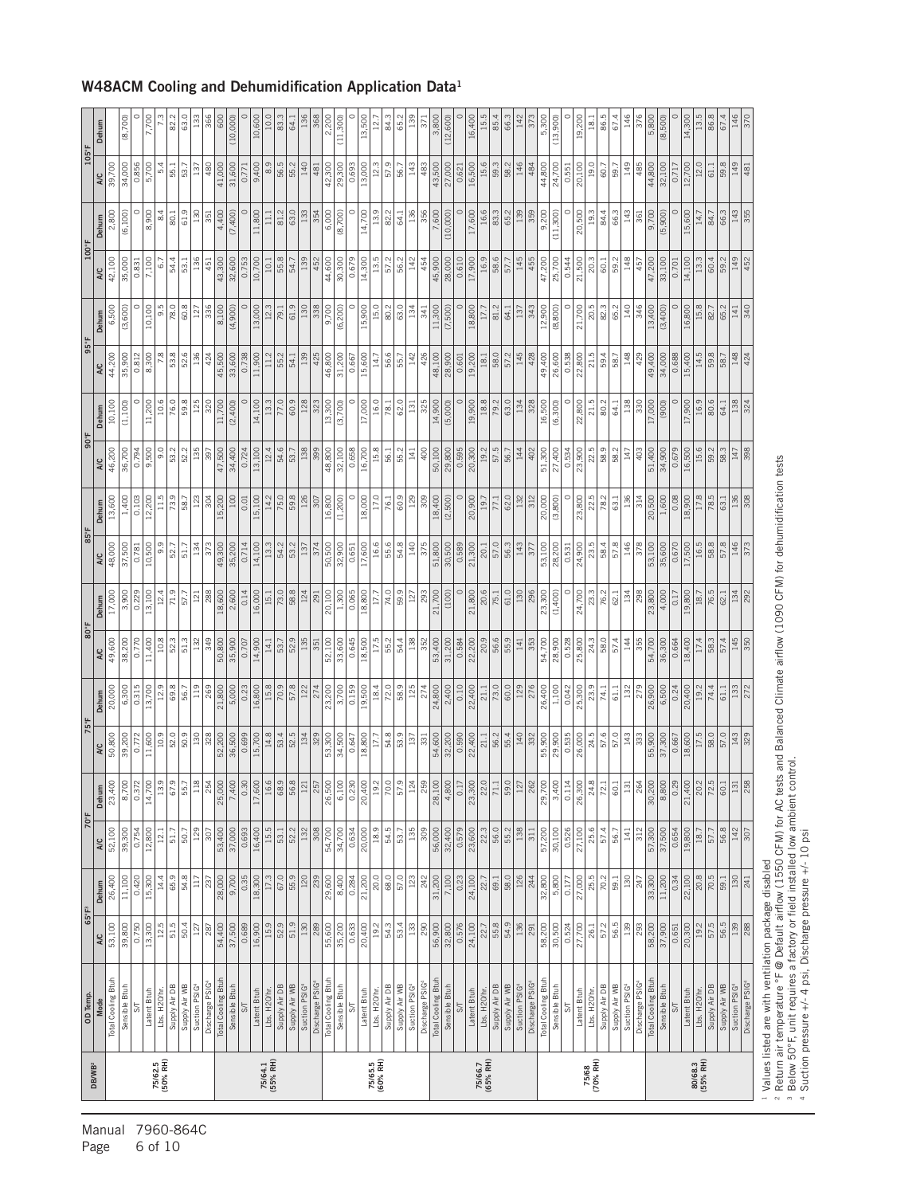## W48ACM Cooling and Dehumidification Application Data[1]

| DB/WB[2] | OD Temp. Mode | 65°F[3] A/C | 65°F[3] Dehum | 70°F A/C | 70°F Dehum | 75°F A/C | 75°F Dehum | 80°F A/C | 80°F Dehum | 85°F A/C | 85°F Dehum | 90°F A/C | 90°F Dehum | 95°F A/C | 95°F Dehum | 100°F A/C | 100°F Dehum | 105°F A/C | 105°F Dehum |
|---|---|---|---|---|---|---|---|---|---|---|---|---|---|---|---|---|---|---|---|
| 75/62.5 (50% RH) | Total Cooling Btuh | 53,100 | 26,400 | 52,100 | 23,400 | 50,800 | 20,000 | 49,600 | 17,000 | 48,000 | 13,600 | 46,200 | 10,100 | 44,200 | 6,500 | 42,100 | 2,800 | 39,700 | |
| | Sensible Btuh | 39,800 | 11,100 | 39,300 | 8,700 | 39,200 | 6,300 | 38,200 | 3,900 | 37,500 | 1,600 | 36,700 | (1,100) | 35,900 | (3,600) | 35,000 | (6,100) | 34,000 | (8,700) |
| | S/T | 0.750 | 0.420 | 0.754 | 0.372 | 0.772 | 0.315 | 0.770 | 0.229 | 0.781 | 0.103 | 0.794 | 0 | 0.812 | 0 | 0.831 | 0 | 0.856 | 0 |
| | Latent Btuh | 13,300 | 15,300 | 12,800 | 14,700 | 11,600 | 13,700 | 11,400 | 13,100 | 10,500 | 12,200 | 9,500 | 11,200 | 8,300 | 10,100 | 7,100 | 8,900 | 5,700 | 7,700 |
| | Lbs. H2O/hr. | 12.5 | 14.4 | 12.1 | 13.9 | 10.9 | 12.9 | 10.8 | 12.4 | 9.9 | 11.5 | 9.0 | 10.6 | 7.8 | 9.5 | 6.7 | 8.4 | 5.4 | 7.3 |
| | Supply Air DB | 51.5 | 65.9 | 51.7 | 67.9 | 52.0 | 69.8 | 52.3 | 71.9 | 52.7 | 73.9 | 53.2 | 76.0 | 53.8 | 78.0 | 54.4 | 80.1 | 55.1 | 82.2 |
| | Supply Air WB | 50.4 | 54.8 | 50.7 | 55.7 | 50.9 | 56.7 | 51.3 | 57.7 | 51.7 | 58.7 | 52.2 | 59.8 | 52.6 | 60.8 | 53.1 | 61.9 | 53.7 | 63.0 |
| | Suction PSIG[4] | 127 | 117 | 129 | 118 | 130 | 119 | 132 | 121 | 134 | 123 | 135 | 125 | 136 | 127 | 136 | 130 | 137 | 133 |
| | Discharge PSIG[4] | 287 | 237 | 307 | 254 | 328 | 269 | 349 | 288 | 373 | 304 | 397 | 320 | 424 | 336 | 451 | 351 | 480 | 366 |
| 75/64.1 (55% RH) | Total Cooling Btuh | 54,400 | 28,000 | 53,400 | 25,000 | 52,200 | 21,800 | 50,800 | 18,600 | 49,300 | 15,200 | 47,500 | 11,700 | 45,500 | 8,100 | 43,300 | 4,400 | 41,000 | 600 |
| | Sensible Btuh | 37,500 | 9,700 | 37,000 | 7,400 | 36,500 | 5,000 | 35,900 | 2,600 | 35,200 | 100 | 34,400 | (2,400) | 33,600 | (4,900) | 32,600 | (7,400) | 31,600 | (10,000) |
| | S/T | 0.689 | 0.35 | 0.693 | 0.30 | 0.699 | 0.23 | 0.707 | 0.14 | 0.714 | 0.01 | 0.724 | 0 | 0.738 | 0 | 0.753 | 0 | 0.771 | 0 |
| | Latent Btuh | 16,900 | 18,300 | 16,400 | 17,600 | 15,700 | 16,800 | 14,900 | 16,000 | 14,100 | 15,100 | 13,100 | 14,100 | 11,900 | 13,000 | 10,700 | 11,800 | 9,400 | 10,600 |
| | Lbs. H2O/hr. | 15.9 | 17.3 | 15.5 | 16.6 | 14.8 | 15.8 | 14.1 | 15.1 | 13.3 | 14.2 | 12.4 | 13.3 | 11.2 | 12.3 | 10.1 | 11.1 | 8.9 | 10.0 |
| | Supply Air DB | 52.9 | 67.0 | 53.1 | 68.9 | 53.4 | 70.9 | 53.7 | 73.0 | 54.2 | 75.0 | 54.6 | 77.0 | 55.2 | 79.1 | 55.8 | 81.2 | 56.5 | 83.3 |
| | Supply Air WB | 51.9 | 55.9 | 52.2 | 56.8 | 52.5 | 57.8 | 52.9 | 58.8 | 53.2 | 59.8 | 53.7 | 60.9 | 54.1 | 61.9 | 54.7 | 63.0 | 55.2 | 64.1 |
| | Suction PSIG[4] | 130 | 120 | 132 | 121 | 134 | 122 | 135 | 124 | 137 | 126 | 138 | 128 | 139 | 130 | 139 | 133 | 140 | 136 |
| | Discharge PSIG[4] | 289 | 239 | 308 | 257 | 329 | 274 | 351 | 291 | 374 | 307 | 399 | 323 | 425 | 338 | 452 | 354 | 481 | 368 |
| 75/65.5 (60% RH) | Total Cooling Btuh | 55,600 | 29,600 | 54,700 | 26,500 | 53,300 | 23,200 | 52,100 | 20,100 | 50,500 | 16,800 | 48,800 | 13,300 | 46,800 | 9,700 | 44,600 | 6,000 | 42,300 | 2,200 |
| | Sensible Btuh | 35,200 | 8,400 | 34,700 | 6,100 | 34,500 | 3,700 | 33,600 | 1,300 | 32,900 | (1,200) | 32,100 | (3,700) | 31,200 | (6,200) | 30,300 | (8,700) | 29,300 | (11,300) |
| | S/T | 0.633 | 0.284 | 0.634 | 0.230 | 0.647 | 0.159 | 0.645 | 0.065 | 0.651 | 0 | 0.658 | 0 | 0.667 | 0 | 0.679 | 0 | 0.693 | 0 |
| | Latent Btuh | 20,400 | 21,200 | 20,000 | 20,400 | 18,800 | 19,500 | 18,500 | 18,800 | 17,600 | 18,000 | 16,700 | 17,000 | 15,600 | 15,900 | 14,300 | 14,700 | 13,000 | 13,500 |
| | Lbs. H2O/hr. | 19.2 | 20.0 | 18.9 | 19.2 | 17.7 | 18.4 | 17.5 | 17.7 | 16.6 | 17.0 | 15.8 | 16.0 | 14.7 | 15.0 | 13.5 | 13.9 | 12.3 | 12.7 |
| | Supply Air DB | 54.3 | 68.0 | 54.5 | 70.0 | 54.8 | 72.0 | 55.2 | 74.0 | 55.6 | 76.1 | 56.1 | 78.1 | 56.6 | 80.2 | 57.2 | 82.2 | 57.9 | 84.3 |
| | Supply Air WB | 53.4 | 57.0 | 53.7 | 57.9 | 53.9 | 58.9 | 54.4 | 59.9 | 54.8 | 60.9 | 55.2 | 62.0 | 55.7 | 63.0 | 56.2 | 64.1 | 56.7 | 65.2 |
| | Suction PSIG[4] | 133 | 123 | 135 | 124 | 137 | 125 | 138 | 127 | 140 | 129 | 141 | 131 | 142 | 134 | 142 | 136 | 143 | 139 |
| | Discharge PSIG[4] | 290 | 242 | 309 | 259 | 331 | 274 | 352 | 293 | 375 | 309 | 400 | 325 | 426 | 341 | 454 | 356 | 483 | 371 |
| 75/66.7 (65% RH) | Total Cooling Btuh | 56,900 | 31,200 | 56,000 | 28,100 | 54,600 | 24,800 | 53,400 | 21,700 | 51,800 | 18,400 | 50,100 | 14,900 | 48,100 | 11,300 | 45,900 | 7,600 | 43,500 | 3,800 |
| | Sensible Btuh | 32,800 | 7,100 | 32,400 | 4,800 | 32,200 | 2,400 | 31,200 | (100) | 30,500 | (2,500) | 29,800 | (5,000) | 28,900 | (7,500) | 28,000 | (10,000) | 27,000 | (12,600) |
| | S/T | 0.576 | 0.23 | 0.579 | 0.17 | 0.590 | 0.10 | 0.584 | 0 | 0.589 | 0 | 0.595 | 0 | 0.601 | 0 | 0.610 | 0 | 0.621 | 0 |
| | Latent Btuh | 24,100 | 24,100 | 23,600 | 23,300 | 22,400 | 22,400 | 22,200 | 21,800 | 21,300 | 20,900 | 20,300 | 19,900 | 19,200 | 18,800 | 17,900 | 17,600 | 16,500 | 16,400 |
| | Lbs. H2O/hr. | 22.7 | 22.7 | 22.3 | 22.0 | 21.1 | 21.1 | 20.9 | 20.6 | 20.1 | 19.7 | 19.2 | 18.8 | 18.1 | 17.7 | 16.9 | 16.6 | 15.6 | 15.5 |
| | Supply Air DB | 55.8 | 69.1 | 56.0 | 71.1 | 56.2 | 73.0 | 56.6 | 75.1 | 57.0 | 77.1 | 57.5 | 79.2 | 58.0 | 81.2 | 58.6 | 83.3 | 59.3 | 85.4 |
| | Supply Air WB | 54.9 | 58.0 | 55.2 | 59.0 | 55.4 | 60.0 | 55.9 | 61.0 | 56.3 | 62.0 | 56.7 | 63.0 | 57.2 | 64.1 | 57.7 | 65.2 | 58.2 | 66.3 |
| | Suction PSIG[4] | 136 | 126 | 138 | 127 | 140 | 129 | 141 | 130 | 143 | 132 | 144 | 134 | 145 | 137 | 145 | 139 | 146 | 142 |
| | Discharge PSIG[4] | 291 | 244 | 311 | 262 | 332 | 276 | 353 | 296 | 377 | 312 | 402 | 328 | 428 | 343 | 455 | 359 | 484 | 373 |
| 75/68 (70% RH) | Total Cooling Btuh | 58,200 | 32,800 | 57,200 | 29,700 | 55,900 | 26,400 | 54,700 | 23,300 | 53,100 | 20,000 | 51,300 | 16,500 | 49,400 | 12,900 | 47,200 | 9,200 | 44,800 | 5,300 |
| | Sensible Btuh | 30,500 | 5,800 | 30,100 | 3,400 | 29,900 | 1,100 | 28,900 | (1,400) | 28,200 | (3,800) | 27,400 | (6,300) | 26,600 | (8,800) | 25,700 | (11,300) | 24,700 | (13,900) |
| | S/T | 0.524 | 0.177 | 0.526 | 0.114 | 0.535 | 0.042 | 0.528 | 0 | 0.531 | 0 | 0.534 | 0 | 0.538 | 0 | 0.544 | 0 | 0.551 | 0 |
| | Latent Btuh | 27,700 | 27,000 | 27,100 | 26,300 | 26,000 | 25,300 | 25,800 | 24,700 | 24,900 | 23,800 | 23,900 | 22,800 | 22,800 | 21,700 | 21,500 | 20,500 | 20,100 | 19,200 |
| | Lbs. H2O/hr. | 26.1 | 25.5 | 25.6 | 24.8 | 24.5 | 23.9 | 24.3 | 23.3 | 23.5 | 22.5 | 22.5 | 21.5 | 21.5 | 20.5 | 20.3 | 19.3 | 19.0 | 18.1 |
| | Supply Air DB | 57.2 | 70.2 | 57.4 | 72.1 | 57.6 | 74.1 | 58.0 | 76.2 | 58.4 | 78.2 | 58.9 | 80.2 | 59.4 | 82.3 | 60.1 | 84.4 | 60.7 | 86.5 |
| | Supply Air WB | 56.5 | 59.1 | 56.7 | 60.1 | 57.0 | 61.1 | 57.4 | 62.1 | 57.8 | 63.1 | 58.2 | 64.1 | 58.7 | 65.2 | 59.2 | 66.3 | 59.7 | 67.4 |
| | Suction PSIG[4] | 139 | 130 | 141 | 131 | 143 | 132 | 144 | 134 | 146 | 136 | 147 | 138 | 148 | 140 | 148 | 143 | 149 | 146 |
| | Discharge PSIG[4] | 293 | 247 | 312 | 264 | 333 | 279 | 355 | 298 | 378 | 314 | 403 | 330 | 429 | 346 | 457 | 361 | 485 | 376 |
| 80/68.3 (55% RH) | Total Cooling Btuh | 58,200 | 33,300 | 57,300 | 30,200 | 55,900 | 26,900 | 54,700 | 23,800 | 53,100 | 20,500 | 51,400 | 17,000 | 49,400 | 13,400 | 47,200 | 9,700 | 44,800 | 5,800 |
| | Sensible Btuh | 37,900 | 11,200 | 37,500 | 8,800 | 37,300 | 6,500 | 36,300 | 4,000 | 35,600 | 1,600 | 34,900 | (900) | 34,000 | (3,400) | 33,100 | (5,900) | 32,100 | (8,500) |
| | S/T | 0.651 | 0.34 | 0.654 | 0.29 | 0.667 | 0.24 | 0.664 | 0.17 | 0.670 | 0.08 | 0.679 | 0 | 0.688 | 0 | 0.701 | 0 | 0.717 | 0 |
| | Latent Btuh | 20,300 | 22,100 | 19,800 | 21,400 | 18,600 | 20,400 | 18,400 | 19,800 | 17,500 | 18,900 | 16,500 | 17,900 | 15,400 | 16,800 | 14,100 | 15,600 | 12,700 | 14,300 |
| | Lbs. H2O/hr. | 19.2 | 20.8 | 18.7 | 20.2 | 17.5 | 19.2 | 17.4 | 18.7 | 16.5 | 17.8 | 15.6 | 16.9 | 14.5 | 15.8 | 13.3 | 14.7 | 12.0 | 13.5 |
| | Supply Air DB | 57.5 | 70.5 | 57.7 | 72.5 | 58.0 | 74.4 | 58.3 | 76.5 | 58.8 | 78.5 | 59.2 | 80.6 | 59.8 | 82.7 | 60.4 | 84.7 | 61.1 | 86.8 |
| | Supply Air WB | 56.5 | 59.1 | 56.8 | 60.1 | 57.0 | 61.1 | 57.4 | 62.1 | 57.8 | 63.1 | 58.3 | 64.1 | 58.7 | 65.2 | 59.2 | 66.3 | 59.8 | 67.4 |
| | Suction PSIG[4] | 139 | 130 | 142 | 131 | 143 | 133 | 145 | 134 | 146 | 136 | 147 | 138 | 148 | 141 | 149 | 143 | 149 | 146 |
| | Discharge PSIG[4] | 288 | 241 | 307 | 258 | 329 | 272 | 350 | 292 | 373 | 308 | 398 | 324 | 424 | 340 | 452 | 355 | 481 | 370 |

[1] Values listed are with ventilation package disabled
[2] Return air temperature °F @ Default airflow (1550 CFM) for AC tests and Balanced Climate airflow (1090 CFM) for dehumidification tests
[3] Below 50°F, unit requires a factory or field installed low ambient control.
[4] Suction pressure +/- 4 psi, Discharge pressure +/- 10 psi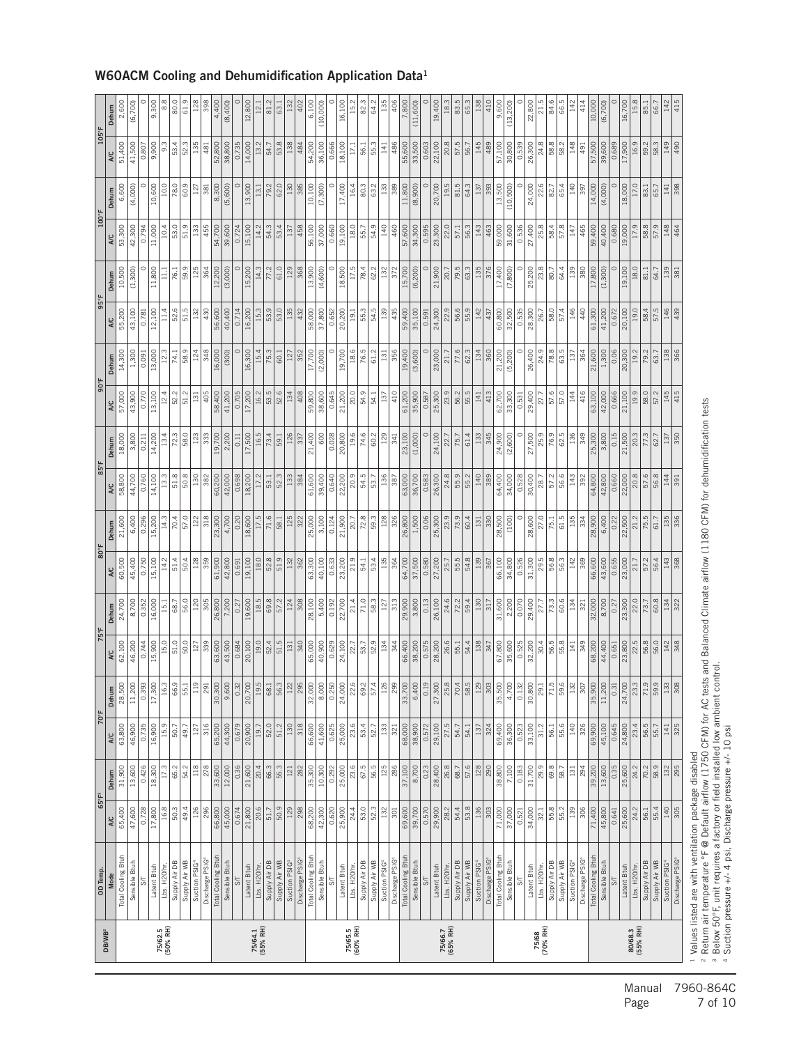## W60ACM Cooling and Dehumidification Application Data[1]

| DB/WB[2] | OD Temp. | 65°F[3] | | 70°F | | 75°F | | 80°F | | 85°F | | 90°F | | 95°F | | 100°F | | 105°F | |
|---|---|---|---|---|---|---|---|---|---|---|---|---|---|---|---|---|---|---|---|
| | Mode | A/C | Dehum | A/C | Dehum | A/C | Dehum | A/C | Dehum | A/C | Dehum | A/C | Dehum | A/C | Dehum | A/C | Dehum | A/C | Dehum |
| 75/62.5 (50% RH) | Total Cooling Btuh | 65,400 | 31,900 | 63,800 | 28,500 | 62,100 | 24,700 | 60,500 | 21,600 | 58,800 | 18,000 | 57,000 | 14,300 | 55,200 | 10,500 | 53,300 | 6,600 | 51,400 | 2,600 |
| | Sensible Btuh | 47,600 | 13,600 | 46,900 | 11,200 | 46,200 | 8,700 | 45,400 | 6,400 | 44,700 | 3,800 | 43,900 | 1,300 | 43,100 | (1,300) | 42,300 | (4,000) | 41,500 | (6,700) |
| | S/T | 0.728 | 0.426 | 0.735 | 0.393 | 0.744 | 0.352 | 0.750 | 0.296 | 0.760 | 0.211 | 0.770 | 0.091 | 0.781 | 0 | 0.794 | 0 | 0.807 | 0 |
| | Latent Btuh | 17,800 | 18,300 | 16,900 | 17,300 | 15,900 | 16,000 | 15,100 | 15,200 | 14,100 | 14,200 | 13,100 | 13,000 | 12,100 | 11,800 | 11,000 | 10,600 | 9,900 | 9,300 |
| | Lbs. H2O/hr. | 16.8 | 17.3 | 15.9 | 16.3 | 15.0 | 15.1 | 14.2 | 14.3 | 13.3 | 13.4 | 12.4 | 12.3 | 11.4 | 11.1 | 10.4 | 10.0 | 9.3 | 8.8 |
| | Supply Air DB | 50.3 | 65.2 | 50.7 | 66.9 | 51.0 | 68.7 | 51.4 | 70.4 | 51.8 | 72.3 | 52.2 | 74.1 | 52.6 | 76.1 | 53.0 | 78.0 | 53.4 | 80.0 |
| | Supply Air WB | 49.4 | 54.2 | 49.7 | 55.1 | 50.0 | 56.0 | 50.4 | 57.0 | 50.8 | 58.0 | 51.2 | 58.9 | 51.5 | 59.9 | 51.9 | 60.9 | 52.3 | 61.9 |
| | Suction PSIG[4] | 126 | 118 | 127 | 119 | 127 | 120 | 128 | 122 | 130 | 123 | 131 | 124 | 132 | 125 | 133 | 127 | 135 | 128 |
| | Discharge PSIG[4] | 296 | 278 | 316 | 291 | 339 | 305 | 359 | 318 | 382 | 333 | 405 | 348 | 430 | 364 | 455 | 381 | 481 | 398 |
| 75/64.1 (55% RH) | Total Cooling Btuh | 66,800 | 33,600 | 65,200 | 30,300 | 63,600 | 26,800 | 61,900 | 23,300 | 60,200 | 19,700 | 58,400 | 16,000 | 56,600 | 12,200 | 54,700 | 8,300 | 52,800 | 4,400 |
| | Sensible Btuh | 45,000 | 12,000 | 44,300 | 9,600 | 43,500 | 7,200 | 42,800 | 4,700 | 42,000 | 2,200 | 41,200 | (300) | 40,400 | (3,000) | 39,600 | (5,600) | 38,800 | (8,400) |
| | S/T | 0.674 | 0.36 | 0.679 | 0.32 | 0.684 | 0.27 | 0.691 | 0.20 | 0.698 | 0.11 | 0.705 | 0 | 0.714 | 0 | 0.724 | 0 | 0.735 | 0 |
| | Latent Btuh | 21,800 | 21,600 | 20,900 | 20,700 | 20,100 | 19,600 | 19,100 | 18,600 | 18,200 | 17,500 | 17,200 | 16,300 | 16,200 | 15,200 | 15,100 | 13,900 | 14,000 | 12,800 |
| | Lbs. H2O/hr. | 20.6 | 20.4 | 19.7 | 19.5 | 19.0 | 18.5 | 18.0 | 17.5 | 17.2 | 16.5 | 16.2 | 15.4 | 15.3 | 14.3 | 14.2 | 13.1 | 13.2 | 12.1 |
| | Supply Air DB | 51.7 | 66.3 | 52.0 | 68.1 | 52.4 | 69.8 | 52.8 | 71.6 | 53.1 | 73.4 | 53.5 | 75.3 | 53.9 | 77.2 | 54.3 | 79.2 | 54.7 | 81.2 |
| | Supply Air WB | 50.9 | 55.3 | 51.2 | 56.3 | 51.5 | 57.2 | 51.9 | 58.1 | 52.3 | 59.1 | 52.6 | 60.1 | 53.0 | 61.0 | 53.4 | 62.0 | 53.8 | 63.1 |
| | Suction PSIG[4] | 129 | 121 | 130 | 122 | 131 | 124 | 132 | 125 | 133 | 126 | 134 | 127 | 135 | 129 | 137 | 130 | 138 | 132 |
| | Discharge PSIG[4] | 298 | 282 | 318 | 295 | 340 | 308 | 362 | 322 | 384 | 337 | 408 | 352 | 432 | 368 | 458 | 385 | 484 | 402 |
| 75/65.5 (60% RH) | Total Cooling Btuh | 68,200 | 35,300 | 66,600 | 32,000 | 65,000 | 28,100 | 63,300 | 25,000 | 61,600 | 21,400 | 59,800 | 17,700 | 58,000 | 13,900 | 56,100 | 10,100 | 54,200 | 6,100 |
| | Sensible Btuh | 42,300 | 10,300 | 41,600 | 8,000 | 40,900 | 5,400 | 40,100 | 3,100 | 39,400 | 600 | 38,600 | (2,000) | 37,800 | (4,600) | 37,000 | (7,300) | 36,100 | (10,000) |
| | S/T | 0.620 | 0.292 | 0.625 | 0.250 | 0.629 | 0.192 | 0.633 | 0.124 | 0.640 | 0.028 | 0.645 | 0 | 0.652 | 0 | 0.660 | 0 | 0.666 | 0 |
| | Latent Btuh | 25,900 | 25,000 | 25,000 | 24,000 | 24,100 | 22,700 | 23,200 | 21,900 | 22,200 | 20,800 | 21,200 | 19,700 | 20,200 | 18,500 | 19,100 | 17,400 | 18,100 | 16,100 |
| | Lbs. H2O/hr. | 24.4 | 23.6 | 23.6 | 22.6 | 22.7 | 21.4 | 21.9 | 20.7 | 20.9 | 19.6 | 20.0 | 18.6 | 19.1 | 17.5 | 18.0 | 16.4 | 17.1 | 15.2 |
| | Supply Air DB | 53.0 | 67.5 | 53.4 | 69.2 | 53.7 | 71.0 | 54.1 | 72.8 | 54.5 | 74.6 | 54.9 | 76.5 | 55.3 | 78.4 | 55.7 | 80.3 | 56.1 | 82.3 |
| | Supply Air WB | 52.3 | 56.5 | 52.7 | 57.4 | 52.9 | 58.3 | 53.4 | 59.3 | 53.7 | 60.2 | 54.1 | 61.2 | 54.5 | 62.2 | 54.9 | 63.2 | 55.3 | 64.2 |
| | Suction PSIG[4] | 132 | 125 | 133 | 126 | 134 | 127 | 135 | 128 | 136 | 129 | 137 | 131 | 139 | 132 | 140 | 133 | 141 | 135 |
| | Discharge PSIG[4] | 301 | 286 | 321 | 299 | 344 | 313 | 364 | 326 | 387 | 341 | 410 | 356 | 435 | 372 | 460 | 389 | 486 | 406 |
| 75/66.7 (65% RH) | Total Cooling Btuh | 69,600 | 37,100 | 68,000 | 33,700 | 66,400 | 29,900 | 64,700 | 26,800 | 63,000 | 23,100 | 61,200 | 19,400 | 59,400 | 15,700 | 57,600 | 11,800 | 55,600 | 7,800 |
| | Sensible Btuh | 39,700 | 8,700 | 38,900 | 6,400 | 38,200 | 3,800 | 37,500 | 1,500 | 36,700 | (1,000) | 35,900 | (3,600) | 35,100 | (6,200) | 34,300 | (8,900) | 33,500 | (11,600) |
| | S/T | 0.570 | 0.23 | 0.572 | 0.19 | 0.575 | 0.13 | 0.580 | 0.06 | 0.583 | 0 | 0.587 | 0 | 0.591 | 0 | 0.595 | 0 | 0.603 | 0 |
| | Latent Btuh | 29,900 | 28,400 | 29,100 | 27,300 | 28,200 | 26,100 | 27,200 | 25,300 | 26,300 | 24,100 | 25,300 | 23,000 | 24,300 | 21,900 | 23,300 | 20,700 | 22,100 | 19,400 |
| | Lbs. H2O/hr. | 28.2 | 26.8 | 27.5 | 25.8 | 26.6 | 24.6 | 25.7 | 23.9 | 24.8 | 22.7 | 23.9 | 21.7 | 22.9 | 20.7 | 22.0 | 19.5 | 20.8 | 18.3 |
| | Supply Air DB | 54.4 | 68.7 | 54.7 | 70.4 | 55.1 | 72.2 | 55.5 | 73.9 | 55.9 | 75.7 | 56.2 | 77.6 | 56.6 | 79.5 | 57.1 | 81.5 | 57.5 | 83.5 |
| | Supply Air WB | 53.8 | 57.6 | 54.1 | 58.5 | 54.4 | 59.4 | 54.8 | 60.4 | 55.2 | 61.4 | 55.5 | 62.3 | 55.9 | 63.3 | 56.3 | 64.3 | 56.7 | 65.3 |
| | Suction PSIG[4] | 136 | 128 | 137 | 129 | 138 | 130 | 139 | 131 | 140 | 133 | 141 | 134 | 142 | 135 | 143 | 137 | 145 | 138 |
| | Discharge PSIG[4] | 303 | 290 | 324 | 303 | 347 | 317 | 367 | 330 | 389 | 345 | 413 | 360 | 437 | 376 | 463 | 393 | 489 | 410 |
| 75/68 (70% RH) | Total Cooling Btuh | 71,000 | 38,800 | 69,400 | 35,500 | 67,800 | 31,600 | 66,100 | 28,500 | 64,400 | 24,900 | 62,700 | 21,200 | 60,800 | 17,400 | 59,000 | 13,500 | 57,100 | 9,600 |
| | Sensible Btuh | 37,000 | 7,100 | 36,300 | 4,700 | 35,600 | 2,200 | 34,800 | (100) | 34,000 | (2,600) | 33,300 | (5,200) | 32,500 | (7,800) | 31,600 | (10,500) | 30,800 | (13,200) |
| | S/T | 0.521 | 0.183 | 0.523 | 0.132 | 0.525 | 0.070 | 0.526 | 0 | 0.528 | 0 | 0.531 | 0 | 0.535 | 0 | 0.536 | 0 | 0.539 | 0 |
| | Latent Btuh | 34,000 | 31,700 | 33,100 | 30,800 | 32,200 | 29,400 | 31,300 | 28,600 | 30,400 | 27,500 | 29,400 | 26,400 | 28,300 | 25,200 | 27,400 | 24,000 | 26,300 | 22,800 |
| | Lbs. H2O/hr. | 32.1 | 29.9 | 31.2 | 29.1 | 30.4 | 27.7 | 29.5 | 27.0 | 28.7 | 25.9 | 27.7 | 24.9 | 26.7 | 23.8 | 25.8 | 22.6 | 24.8 | 21.5 |
| | Supply Air DB | 55.8 | 69.8 | 56.1 | 71.5 | 56.5 | 73.3 | 56.8 | 75.1 | 57.2 | 76.9 | 57.6 | 78.8 | 58.0 | 80.7 | 58.4 | 82.7 | 58.8 | 84.6 |
| | Supply Air WB | 55.2 | 58.7 | 55.6 | 59.6 | 55.8 | 60.6 | 56.3 | 61.5 | 56.6 | 62.5 | 57.0 | 63.5 | 57.4 | 64.4 | 57.8 | 65.4 | 58.2 | 66.5 |
| | Suction PSIG[4] | 139 | 131 | 140 | 132 | 141 | 134 | 142 | 135 | 143 | 136 | 144 | 137 | 146 | 139 | 147 | 140 | 148 | 142 |
| | Discharge PSIG[4] | 306 | 294 | 326 | 307 | 349 | 321 | 369 | 334 | 392 | 349 | 416 | 364 | 440 | 380 | 465 | 397 | 491 | 414 |
| 80/68.3 (55% RH) | Total Cooling Btuh | 71,400 | 39,200 | 69,900 | 35,900 | 68,200 | 32,000 | 66,600 | 28,900 | 64,800 | 25,300 | 63,100 | 21,600 | 61,300 | 17,800 | 59,400 | 14,000 | 57,500 | 10,000 |
| | Sensible Btuh | 45,800 | 13,600 | 45,100 | 11,200 | 44,400 | 8,700 | 43,600 | 6,400 | 42,800 | 3,800 | 42,000 | 1,300 | 41,200 | (1,300) | 40,400 | (4,000) | 39,600 | (6,700) |
| | S/T | 0.641 | 0.35 | 0.645 | 0.31 | 0.651 | 0.27 | 0.655 | 0.22 | 0.660 | 0.15 | 0.666 | 0.06 | 0.672 | 0 | 0.680 | 0 | 0.689 | 0 |
| | Latent Btuh | 25,600 | 25,600 | 24,800 | 24,700 | 23,800 | 23,300 | 23,000 | 22,500 | 22,000 | 21,500 | 21,100 | 20,300 | 20,100 | 19,100 | 19,000 | 18,000 | 17,900 | 16,700 |
| | Lbs. H2O/hr. | 24.2 | 24.2 | 23.4 | 23.3 | 22.5 | 22.0 | 21.7 | 21.2 | 20.8 | 20.3 | 19.9 | 19.2 | 19.0 | 18.0 | 17.9 | 17.0 | 16.9 | 15.8 |
| | Supply Air DB | 56.1 | 70.2 | 56.5 | 71.9 | 56.8 | 73.7 | 57.2 | 75.5 | 57.6 | 77.3 | 58.0 | 79.2 | 58.4 | 81.1 | 58.8 | 83.1 | 59.2 | 85.1 |
| | Supply Air WB | 55.4 | 58.9 | 55.7 | 59.9 | 56.0 | 60.8 | 56.4 | 61.7 | 56.8 | 62.7 | 57.2 | 63.7 | 57.5 | 64.7 | 57.9 | 65.7 | 58.3 | 66.7 |
| | Suction PSIG[4] | 140 | 132 | 141 | 133 | 142 | 134 | 143 | 135 | 144 | 137 | 145 | 138 | 146 | 139 | 148 | 141 | 149 | 142 |
| | Discharge PSIG[4] | 305 | 295 | 325 | 308 | 348 | 322 | 368 | 336 | 391 | 350 | 415 | 366 | 439 | 381 | 464 | 398 | 490 | 415 |

[1] Values listed are with ventilation package disabled
[2] Return air temperature °F @ Default airflow (1750 CFM) for AC tests and Balanced Climate airflow (1180 CFM) for dehumidification tests
[3] Below 50°F, unit requires a factory or field installed low ambient control.
[4] Suction pressure +/- 4 psi, Discharge pressure +/- 10 psi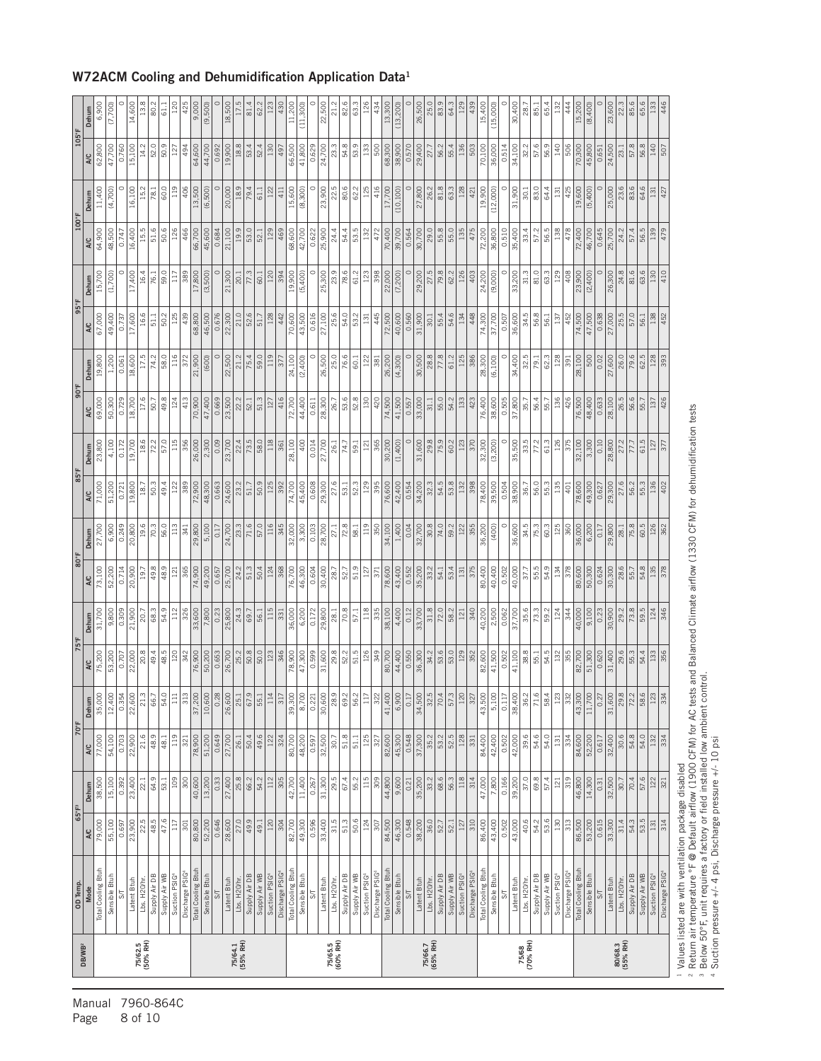## W72ACM Cooling and Dehumidification Application Data[1]

| DB/WB[2] | OD Temp. | 65°F[3] | | 70°F | | 75°F | | 80°F | | 85°F | | 90°F | | 95°F | | 100°F | | 105°F | |
|---|---|---|---|---|---|---|---|---|---|---|---|---|---|---|---|---|---|---|---|
| | Mode | A/C | Dehum | A/C | Dehum | A/C | Dehum | A/C | Dehum | A/C | Dehum | A/C | Dehum | A/C | Dehum | A/C | Dehum | A/C | Dehum |
| 75/62.5 (50% RH) | Total Cooling Btuh | 79,000 | 38,500 | 77,000 | 35,000 | 75,200 | 31,700 | 73,100 | 27,700 | 71,000 | 23,800 | 69,000 | 19,800 | 67,000 | 15,700 | 64,900 | 11,400 | 62,800 | 6,900 |
| | Sensible Btuh | 55,100 | 15,100 | 54,100 | 12,400 | 53,200 | 9,800 | 52,200 | 6,900 | 51,200 | 4,100 | 50,300 | 1,200 | 49,400 | (1,700) | 48,500 | (4,700) | 47,700 | (7,700) |
| | S/T | 0.697 | 0.392 | 0.703 | 0.354 | 0.707 | 0.309 | 0.714 | 0.249 | 0.721 | 0.172 | 0.729 | 0.061 | 0.737 | 0 | 0.747 | 0 | 0.760 | 0 |
| | Latent Btuh | 23,900 | 23,400 | 22,900 | 22,600 | 22,000 | 21,900 | 20,900 | 20,800 | 19,800 | 19,700 | 18,700 | 18,600 | 17,600 | 17,400 | 16,400 | 16,100 | 15,100 | 14,600 |
| | Lbs. H2O/hr. | 22.5 | 22.1 | 21.6 | 21.3 | 20.8 | 20.7 | 19.7 | 19.6 | 18.7 | 18.6 | 17.6 | 17.5 | 16.6 | 16.4 | 15.5 | 15.2 | 14.2 | 13.8 |
| | Supply Air DB | 48.5 | 64.9 | 48.9 | 66.7 | 49.4 | 68.3 | 49.8 | 70.3 | 50.3 | 72.2 | 50.7 | 74.2 | 51.1 | 76.1 | 51.6 | 78.1 | 52.0 | 80.2 |
| | Supply Air WB | 47.6 | 53.1 | 48.1 | 54.0 | 48.5 | 54.9 | 48.9 | 56.0 | 49.4 | 57.0 | 49.8 | 58.0 | 50.2 | 59.0 | 50.6 | 60.0 | 50.9 | 61.1 |
| | Suction PSIG[4] | 117 | 109 | 119 | 111 | 120 | 112 | 121 | 113 | 122 | 115 | 124 | 116 | 125 | 117 | 126 | 119 | 127 | 120 |
| | Discharge PSIG[4] | 301 | 300 | 321 | 313 | 342 | 326 | 365 | 341 | 389 | 356 | 413 | 372 | 439 | 389 | 466 | 406 | 494 | 425 |
| 75/64.1 (55% RH) | Total Cooling Btuh | 80,800 | 40,600 | 78,900 | 37,200 | 76,900 | 33,600 | 74,900 | 29,800 | 72,900 | 26,000 | 70,900 | 21,900 | 68,800 | 17,800 | 66,700 | 13,500 | 64,600 | 9,000 |
| | Sensible Btuh | 52,200 | 13,200 | 51,200 | 10,600 | 50,200 | 7,800 | 49,200 | 5,100 | 48,300 | 2,300 | 47,400 | (600) | 46,500 | (3,500) | 45,600 | (6,500) | 44,700 | (9,500) |
| | S/T | 0.646 | 0.33 | 0.649 | 0.28 | 0.653 | 0.23 | 0.657 | 0.17 | 0.663 | 0.09 | 0.669 | 0 | 0.676 | 0 | 0.684 | 0 | 0.692 | 0 |
| | Latent Btuh | 28,600 | 27,400 | 27,700 | 26,600 | 26,700 | 25,800 | 25,700 | 24,700 | 24,600 | 23,700 | 23,500 | 22,500 | 22,300 | 21,300 | 21,100 | 20,000 | 19,900 | 18,500 |
| | Lbs. H2O/hr. | 27.0 | 25.8 | 26.1 | 25.1 | 25.2 | 24.3 | 24.2 | 23.3 | 23.2 | 22.4 | 22.2 | 21.2 | 21.0 | 20.1 | 19.9 | 18.9 | 18.8 | 17.5 |
| | Supply Air DB | 49.9 | 66.2 | 50.4 | 67.9 | 50.8 | 69.7 | 51.3 | 71.6 | 51.7 | 73.5 | 52.1 | 75.4 | 52.6 | 77.3 | 53.0 | 79.4 | 53.4 | 81.4 |
| | Supply Air WB | 49.1 | 54.2 | 49.6 | 55.1 | 50.0 | 56.1 | 50.4 | 57.0 | 50.9 | 58.0 | 51.3 | 59.0 | 51.7 | 60.1 | 52.1 | 61.1 | 52.4 | 62.2 |
| | Suction PSIG[4] | 120 | 112 | 122 | 114 | 123 | 115 | 124 | 116 | 125 | 118 | 127 | 119 | 128 | 120 | 129 | 122 | 130 | 123 |
| | Discharge PSIG[4] | 304 | 305 | 324 | 317 | 346 | 331 | 368 | 345 | 392 | 361 | 416 | 377 | 442 | 394 | 469 | 411 | 497 | 430 |
| 75/65.5 (60% RH) | Total Cooling Btuh | 82,700 | 42,700 | 80,700 | 39,300 | 78,900 | 36,000 | 76,700 | 32,000 | 74,700 | 28,100 | 72,700 | 24,100 | 70,600 | 19,900 | 68,600 | 15,600 | 66,500 | 11,200 |
| | Sensible Btuh | 49,300 | 11,400 | 48,200 | 8,700 | 47,300 | 6,200 | 46,300 | 3,300 | 45,400 | 400 | 44,400 | (2,400) | 43,500 | (5,400) | 42,700 | (8,300) | 41,800 | (11,300) |
| | S/T | 0.596 | 0.267 | 0.597 | 0.221 | 0.599 | 0.172 | 0.604 | 0.103 | 0.608 | 0.014 | 0.611 | 0 | 0.616 | 0 | 0.622 | 0 | 0.629 | 0 |
| | Latent Btuh | 33,400 | 31,300 | 32,500 | 30,600 | 31,600 | 29,800 | 30,400 | 28,700 | 29,300 | 27,700 | 28,300 | 26,500 | 27,100 | 25,300 | 25,900 | 23,900 | 24,700 | 22,500 |
| | Lbs. H2O/hr. | 31.5 | 29.5 | 30.7 | 28.9 | 29.8 | 28.1 | 28.7 | 27.1 | 27.6 | 26.1 | 26.7 | 25.0 | 25.6 | 23.9 | 24.4 | 22.5 | 23.3 | 21.2 |
| | Supply Air DB | 51.3 | 67.4 | 51.8 | 69.2 | 52.2 | 70.8 | 52.7 | 72.8 | 53.1 | 74.7 | 53.6 | 76.6 | 54.0 | 78.6 | 54.4 | 80.6 | 54.8 | 82.6 |
| | Supply Air WB | 50.6 | 55.2 | 51.1 | 56.2 | 51.5 | 57.1 | 51.9 | 58.1 | 52.3 | 59.1 | 52.8 | 60.1 | 53.2 | 61.2 | 53.5 | 62.2 | 53.9 | 63.3 |
| | Suction PSIG[4] | 124 | 115 | 125 | 117 | 126 | 118 | 127 | 119 | 129 | 121 | 130 | 122 | 131 | 123 | 132 | 125 | 133 | 126 |
| | Discharge PSIG[4] | 307 | 309 | 327 | 322 | 349 | 335 | 371 | 350 | 395 | 365 | 420 | 381 | 445 | 398 | 472 | 416 | 500 | 434 |
| 75/66.7 (65% RH) | Total Cooling Btuh | 84,500 | 44,800 | 82,600 | 41,400 | 80,700 | 38,100 | 78,600 | 34,100 | 76,600 | 30,200 | 74,500 | 26,200 | 72,500 | 22,000 | 70,400 | 17,700 | 68,300 | 13,300 |
| | Sensible Btuh | 46,300 | 9,600 | 45,300 | 6,900 | 44,400 | 4,400 | 43,400 | 1,400 | 42,400 | (1,400) | 41,500 | (4,300) | 40,600 | (7,200) | 39,700 | (10,100) | 38,900 | (13,200) |
| | S/T | 0.548 | 0.21 | 0.548 | 0.17 | 0.550 | 0.12 | 0.552 | 0.04 | 0.554 | 0 | 0.557 | 0 | 0.560 | 0 | 0.564 | 0 | 0.570 | 0 |
| | Latent Btuh | 38,200 | 35,200 | 37,300 | 34,500 | 36,300 | 33,700 | 35,200 | 32,700 | 34,200 | 31,600 | 33,000 | 30,500 | 31,900 | 29,200 | 30,700 | 27,800 | 29,400 | 26,500 |
| | Lbs. H2O/hr. | 36.0 | 33.2 | 35.2 | 32.5 | 34.2 | 31.8 | 33.2 | 30.8 | 32.3 | 29.8 | 31.1 | 28.8 | 30.1 | 27.5 | 29.0 | 26.2 | 27.7 | 25.0 |
| | Supply Air DB | 52.7 | 68.6 | 53.2 | 70.4 | 53.6 | 72.0 | 54.1 | 74.0 | 54.5 | 75.9 | 55.0 | 77.8 | 55.4 | 79.8 | 55.8 | 81.8 | 56.2 | 83.9 |
| | Supply Air WB | 52.1 | 56.3 | 52.5 | 57.3 | 53.0 | 58.2 | 53.4 | 59.2 | 53.8 | 60.2 | 54.2 | 61.2 | 54.6 | 62.2 | 55.0 | 63.3 | 55.4 | 64.3 |
| | Suction PSIG[4] | 127 | 118 | 128 | 120 | 129 | 121 | 131 | 122 | 132 | 123 | 133 | 125 | 134 | 126 | 135 | 128 | 136 | 129 |
| | Discharge PSIG[4] | 310 | 314 | 331 | 327 | 352 | 340 | 375 | 355 | 398 | 370 | 423 | 386 | 448 | 403 | 475 | 421 | 503 | 439 |
| 75/68 (70% RH) | Total Cooling Btuh | 86,400 | 47,000 | 84,400 | 43,500 | 82,600 | 40,200 | 80,400 | 36,200 | 78,400 | 32,300 | 76,400 | 28,300 | 74,300 | 24,200 | 72,200 | 19,900 | 70,100 | 15,400 |
| | Sensible Btuh | 43,400 | 7,800 | 42,400 | 5,100 | 41,500 | 2,500 | 40,400 | (400) | 39,500 | (3,200) | 38,600 | (6,100) | 37,700 | (9,000) | 36,800 | (12,000) | 36,000 | (15,000) |
| | S/T | 0.502 | 0.166 | 0.502 | 0.117 | 0.502 | 0.062 | 0.502 | 0 | 0.504 | 0 | 0.505 | 0 | 0.507 | 0 | 0.510 | 0 | 0.514 | 0 |
| | Latent Btuh | 43,000 | 39,200 | 42,000 | 38,400 | 41,100 | 37,700 | 40,000 | 36,600 | 38,900 | 35,500 | 37,800 | 34,400 | 36,600 | 33,200 | 35,400 | 31,900 | 34,100 | 30,400 |
| | Lbs. H2O/hr. | 40.6 | 37.0 | 39.6 | 36.2 | 38.8 | 35.6 | 37.7 | 34.5 | 36.7 | 33.5 | 35.7 | 32.5 | 34.5 | 31.3 | 33.4 | 30.1 | 32.2 | 28.7 |
| | Supply Air DB | 54.2 | 69.8 | 54.6 | 71.6 | 55.1 | 73.3 | 55.5 | 75.3 | 56.0 | 77.2 | 56.4 | 79.1 | 56.8 | 81.0 | 57.2 | 83.0 | 57.6 | 85.1 |
| | Supply Air WB | 53.6 | 57.4 | 54.0 | 58.4 | 54.5 | 59.2 | 54.9 | 60.3 | 55.3 | 61.3 | 55.7 | 62.3 | 56.1 | 63.3 | 56.5 | 64.4 | 56.9 | 65.4 |
| | Suction PSIG[4] | 130 | 121 | 131 | 123 | 132 | 124 | 134 | 125 | 135 | 126 | 136 | 128 | 137 | 129 | 138 | 131 | 140 | 132 |
| | Discharge PSIG[4] | 313 | 319 | 334 | 332 | 355 | 344 | 378 | 360 | 401 | 375 | 426 | 391 | 452 | 408 | 478 | 425 | 506 | 444 |
| 80/68.3 (55% RH) | Total Cooling Btuh | 86,500 | 46,800 | 84,600 | 43,300 | 82,700 | 40,000 | 80,600 | 36,000 | 78,600 | 32,100 | 76,500 | 28,100 | 74,500 | 23,900 | 72,400 | 19,600 | 70,300 | 15,200 |
| | Sensible Btuh | 53,200 | 14,300 | 52,200 | 11,700 | 51,300 | 9,100 | 50,300 | 6,200 | 49,300 | 3,300 | 48,400 | 500 | 47,500 | (2,400) | 46,700 | (5,400) | 45,800 | (8,400) |
| | S/T | 0.615 | 0.31 | 0.617 | 0.27 | 0.620 | 0.23 | 0.624 | 0.17 | 0.627 | 0.10 | 0.633 | 0.02 | 0.638 | 0 | 0.645 | 0 | 0.651 | 0 |
| | Latent Btuh | 33,300 | 32,500 | 32,400 | 31,600 | 31,400 | 30,900 | 30,300 | 29,800 | 29,300 | 28,800 | 28,100 | 27,600 | 27,000 | 26,300 | 25,700 | 25,000 | 24,500 | 23,600 |
| | Lbs. H2O/hr. | 31.4 | 30.7 | 30.6 | 29.8 | 29.6 | 29.2 | 28.6 | 28.1 | 27.6 | 27.2 | 26.5 | 26.0 | 25.5 | 24.8 | 24.2 | 23.6 | 23.1 | 22.3 |
| | Supply Air DB | 54.3 | 70.4 | 54.8 | 72.2 | 55.3 | 73.8 | 55.7 | 75.8 | 56.2 | 77.7 | 56.6 | 79.6 | 57.0 | 81.6 | 57.4 | 83.6 | 57.8 | 85.6 |
| | Supply Air WB | 53.5 | 57.6 | 54.0 | 58.6 | 54.4 | 59.5 | 54.8 | 60.5 | 55.3 | 61.5 | 55.7 | 62.5 | 56.1 | 63.6 | 56.5 | 64.6 | 56.8 | 65.6 |
| | Suction PSIG[4] | 131 | 122 | 132 | 123 | 133 | 124 | 135 | 126 | 136 | 127 | 137 | 128 | 138 | 130 | 139 | 131 | 140 | 133 |
| | Discharge PSIG[4] | 314 | 321 | 334 | 334 | 356 | 346 | 378 | 362 | 402 | 377 | 426 | 393 | 452 | 410 | 479 | 427 | 507 | 446 |

[1] Values listed are with ventilation package disabled
[2] Return air temperature °F @ Default airflow (1900 CFM) for AC tests and Balanced Climate airflow (1330 CFM) for dehumidification tests
[3] Below 50°F, unit requires a factory or field installed low ambient control.
[4] Suction pressure +/- 4 psi, Discharge pressure +/- 10 psi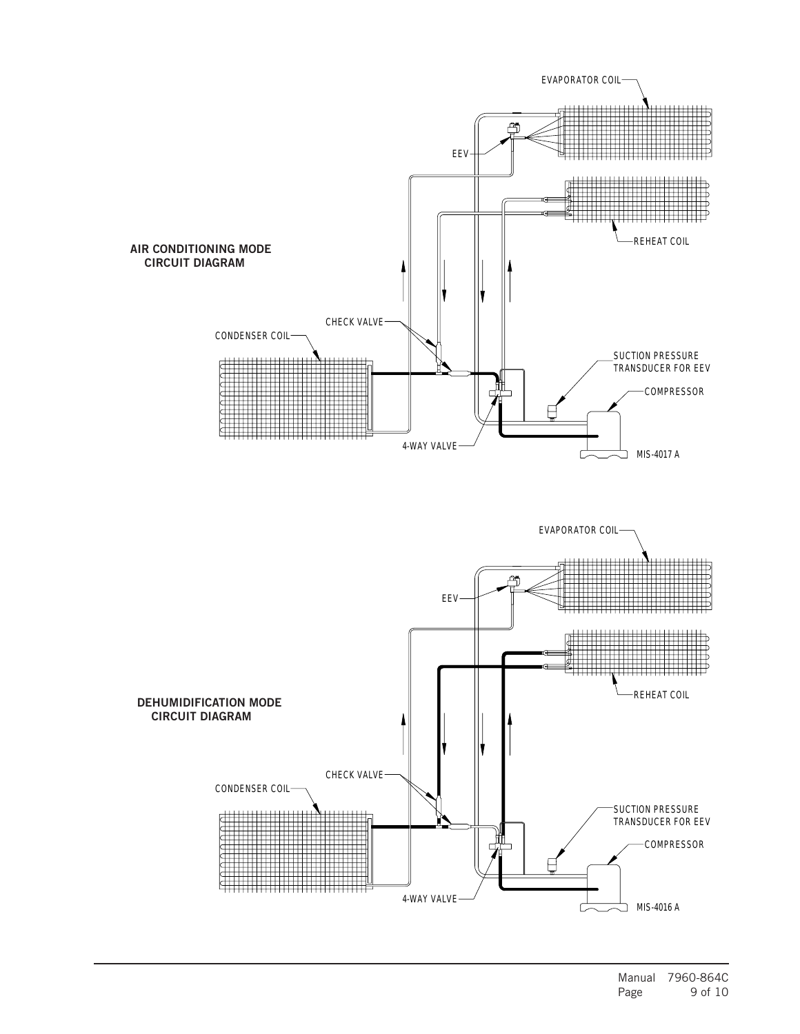## AIR CONDITIONING MODE CIRCUIT DIAGRAM

EVAPORATOR COIL

EEV

REHEAT COIL

CHECK VALVE

CONDENSER COIL

SUCTION PRESSURE TRANSDUCER FOR EEV

COMPRESSOR

4-WAY VALVE

MIS-4017 A

## DEHUMIDIFICATION MODE CIRCUIT DIAGRAM

EVAPORATOR COIL

EEV

REHEAT COIL

CHECK VALVE

CONDENSER COIL

SUCTION PRESSURE TRANSDUCER FOR EEV

COMPRESSOR

4-WAY VALVE

MIS-4016 A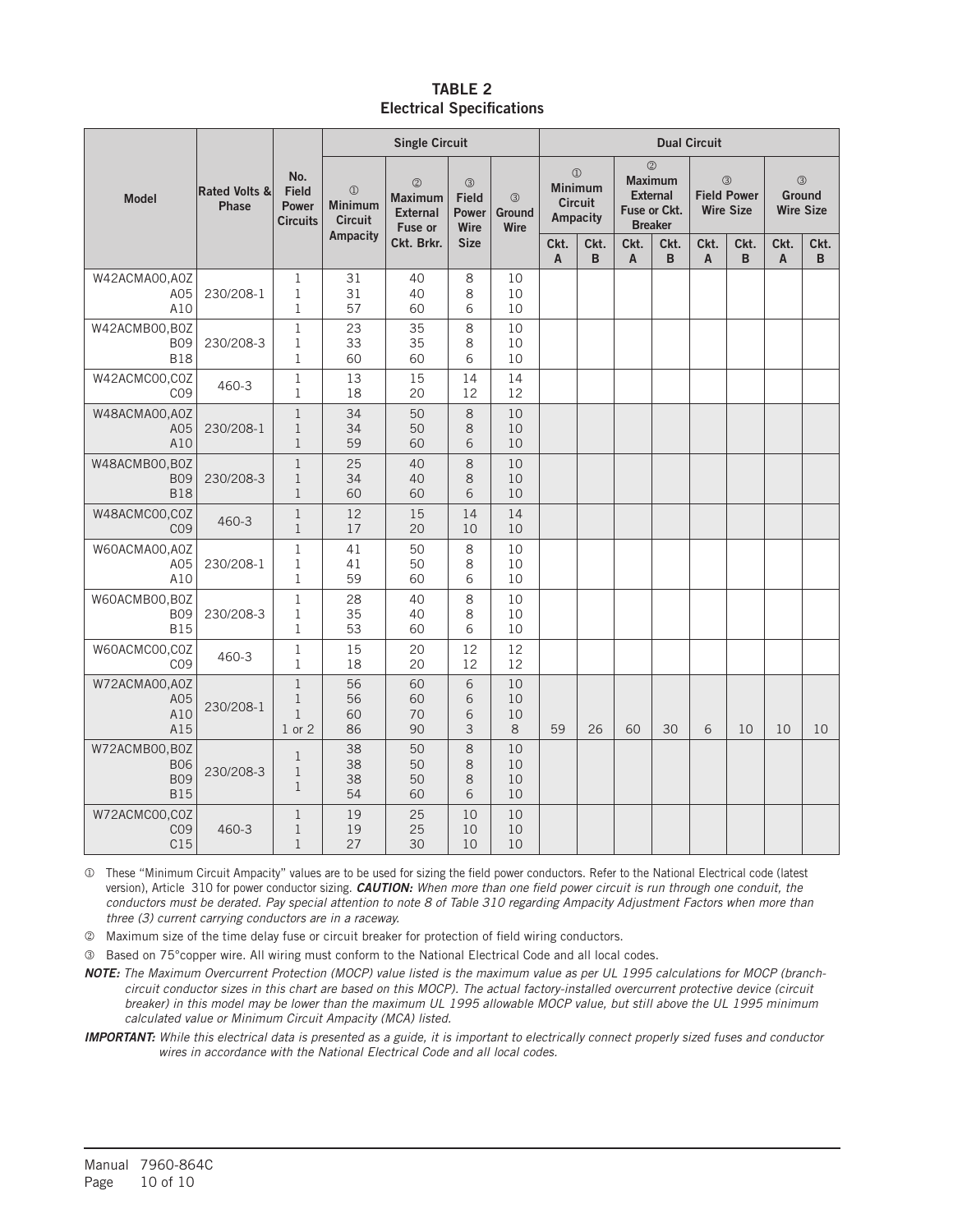## TABLE 2
## Electrical Specifications

| Model | Rated Volts & Phase | No. Field Power Circuits | Single Circuit | | | | Dual Circuit | | | | | | | |
|---|---|---|---|---|---|---|---|---|---|---|---|---|---|---|
| | | | ① Minimum Circuit Ampacity | ② Maximum External Fuse or Ckt. Brkr. | ③ Field Power Wire Size | ③ Ground Wire | ① Minimum Circuit Ampacity | | ② Maximum External Fuse or Ckt. Breaker | | ③ Field Power Wire Size | | ③ Ground Wire Size | |
| | | | | | | | Ckt. A | Ckt. B | Ckt. A | Ckt. B | Ckt. A | Ckt. B | Ckt. A | Ckt. B |
| W42ACMA00,A0Z | 230/208-1 | 1 | 31 | 40 | 8 | 10 | | | | | | | | |
| A05 | | 1 | 31 | 40 | 8 | 10 | | | | | | | | |
| A10 | | 1 | 57 | 60 | 6 | 10 | | | | | | | | |
| W42ACMB00,B0Z | 230/208-3 | 1 | 23 | 35 | 8 | 10 | | | | | | | | |
| B09 | | 1 | 33 | 35 | 8 | 10 | | | | | | | | |
| B18 | | 1 | 60 | 60 | 6 | 10 | | | | | | | | |
| W42ACMC00,C0Z | 460-3 | 1 | 13 | 15 | 14 | 14 | | | | | | | | |
| C09 | | 1 | 18 | 20 | 12 | 12 | | | | | | | | |
| W48ACMA00,A0Z | 230/208-1 | 1 | 34 | 50 | 8 | 10 | | | | | | | | |
| A05 | | 1 | 34 | 50 | 8 | 10 | | | | | | | | |
| A10 | | 1 | 59 | 60 | 6 | 10 | | | | | | | | |
| W48ACMB00,B0Z | 230/208-3 | 1 | 25 | 40 | 8 | 10 | | | | | | | | |
| B09 | | 1 | 34 | 40 | 8 | 10 | | | | | | | | |
| B18 | | 1 | 60 | 60 | 6 | 10 | | | | | | | | |
| W48ACMC00,C0Z | 460-3 | 1 | 12 | 15 | 14 | 14 | | | | | | | | |
| C09 | | 1 | 17 | 20 | 10 | 10 | | | | | | | | |
| W60ACMA00,A0Z | 230/208-1 | 1 | 41 | 50 | 8 | 10 | | | | | | | | |
| A05 | | 1 | 41 | 50 | 8 | 10 | | | | | | | | |
| A10 | | 1 | 59 | 60 | 6 | 10 | | | | | | | | |
| W60ACMB00,B0Z | 230/208-3 | 1 | 28 | 40 | 8 | 10 | | | | | | | | |
| B09 | | 1 | 35 | 40 | 8 | 10 | | | | | | | | |
| B15 | | 1 | 53 | 60 | 6 | 10 | | | | | | | | |
| W60ACMC00,C0Z | 460-3 | 1 | 15 | 20 | 12 | 12 | | | | | | | | |
| C09 | | 1 | 18 | 20 | 12 | 12 | | | | | | | | |
| W72ACMA00,A0Z | 230/208-1 | 1 | 56 | 60 | 6 | 10 | | | | | | | | |
| A05 | | 1 | 56 | 60 | 6 | 10 | | | | | | | | |
| A10 | | 1 | 60 | 70 | 6 | 10 | | | | | | | | |
| A15 | | 1 or 2 | 86 | 90 | 3 | 8 | 59 | 26 | 60 | 30 | 6 | 10 | 10 | 10 |
| W72ACMB00,B0Z | 230/208-3 | | 38 | 50 | 8 | 10 | | | | | | | | |
| B06 | | 1 | 38 | 50 | 8 | 10 | | | | | | | | |
| B09 | | 1 | 38 | 50 | 8 | 10 | | | | | | | | |
| B15 | | 1 | 54 | 60 | 6 | 10 | | | | | | | | |
| W72ACMC00,C0Z | 460-3 | 1 | 19 | 25 | 10 | 10 | | | | | | | | |
| C09 | | 1 | 19 | 25 | 10 | 10 | | | | | | | | |
| C15 | | 1 | 27 | 30 | 10 | 10 | | | | | | | | |

① These "Minimum Circuit Ampacity" values are to be used for sizing the field power conductors. Refer to the National Electrical code (latest version), Article 310 for power conductor sizing. ***CAUTION:*** *When more than one field power circuit is run through one conduit, the conductors must be derated. Pay special attention to note 8 of Table 310 regarding Ampacity Adjustment Factors when more than three (3) current carrying conductors are in a raceway.*

② Maximum size of the time delay fuse or circuit breaker for protection of field wiring conductors.

③ Based on 75°copper wire. All wiring must conform to the National Electrical Code and all local codes.

***NOTE:*** *The Maximum Overcurrent Protection (MOCP) value listed is the maximum value as per UL 1995 calculations for MOCP (branch-circuit conductor sizes in this chart are based on this MOCP). The actual factory-installed overcurrent protective device (circuit breaker) in this model may be lower than the maximum UL 1995 allowable MOCP value, but still above the UL 1995 minimum calculated value or Minimum Circuit Ampacity (MCA) listed.*

***IMPORTANT:*** *While this electrical data is presented as a guide, it is important to electrically connect properly sized fuses and conductor wires in accordance with the National Electrical Code and all local codes.*

Manual 7960-864C